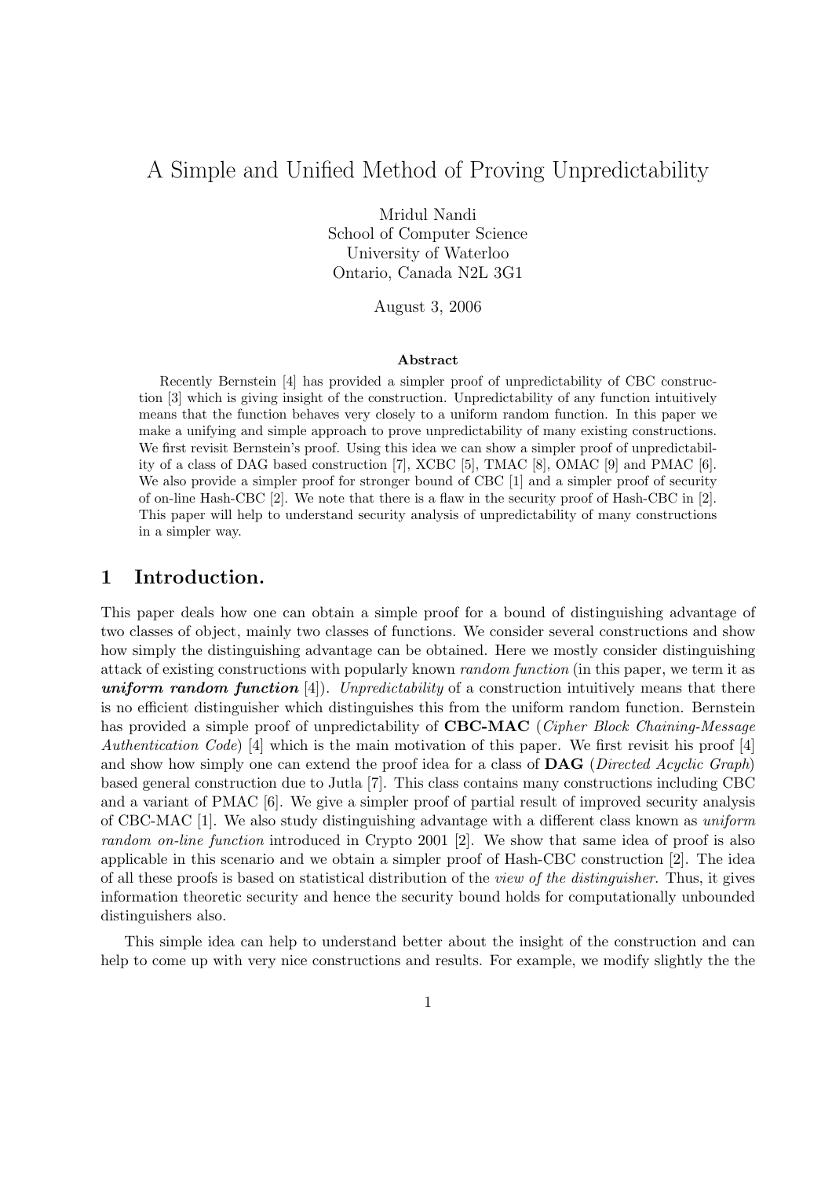#### A Simple and Unified Method of Proving Unpredictability

Mridul Nandi
School of Computer Science
University of Waterloo
Ontario, Canada N2L 3G1

August 3, 2006

**Abstract**

Recently Bernstein [4] has provided a simpler proof of unpredictability of CBC construction [3] which is giving insight of the construction. Unpredictability of any function intuitively means that the function behaves very closely to a uniform random function. In this paper we make a unifying and simple approach to prove unpredictability of many existing constructions. We first revisit Bernstein's proof. Using this idea we can show a simpler proof of unpredictability of a class of DAG based construction [7], XCBC [5], TMAC [8], OMAC [9] and PMAC [6]. We also provide a simpler proof for stronger bound of CBC [1] and a simpler proof of security of on-line Hash-CBC [2]. We note that there is a flaw in the security proof of Hash-CBC in [2]. This paper will help to understand security analysis of unpredictability of many constructions in a simpler way.

## 1 Introduction.

This paper deals how one can obtain a simple proof for a bound of distinguishing advantage of two classes of object, mainly two classes of functions. We consider several constructions and show how simply the distinguishing advantage can be obtained. Here we mostly consider distinguishing attack of existing constructions with popularly known *random function* (in this paper, we term it as ***uniform random function*** [4]). *Unpredictability* of a construction intuitively means that there is no efficient distinguisher which distinguishes this from the uniform random function. Bernstein has provided a simple proof of unpredictability of **CBC-MAC** (*Cipher Block Chaining-Message Authentication Code*) [4] which is the main motivation of this paper. We first revisit his proof [4] and show how simply one can extend the proof idea for a class of **DAG** (*Directed Acyclic Graph*) based general construction due to Jutla [7]. This class contains many constructions including CBC and a variant of PMAC [6]. We give a simpler proof of partial result of improved security analysis of CBC-MAC [1]. We also study distinguishing advantage with a different class known as *uniform random on-line function* introduced in Crypto 2001 [2]. We show that same idea of proof is also applicable in this scenario and we obtain a simpler proof of Hash-CBC construction [2]. The idea of all these proofs is based on statistical distribution of the *view of the distinguisher*. Thus, it gives information theoretic security and hence the security bound holds for computationally unbounded distinguishers also.

This simple idea can help to understand better about the insight of the construction and can help to come up with very nice constructions and results. For example, we modify slightly the the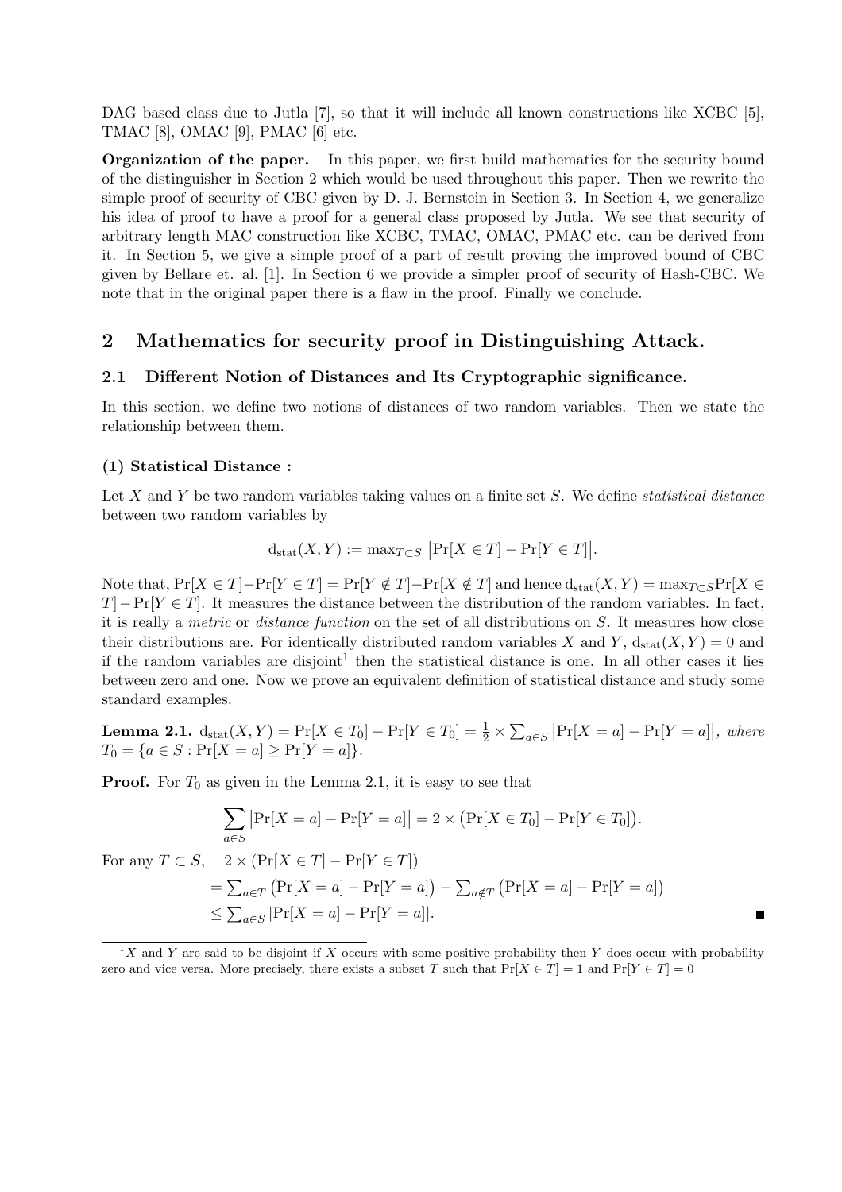DAG based class due to Jutla [7], so that it will include all known constructions like XCBC [5], TMAC [8], OMAC [9], PMAC [6] etc.

**Organization of the paper.** In this paper, we first build mathematics for the security bound of the distinguisher in Section 2 which would be used throughout this paper. Then we rewrite the simple proof of security of CBC given by D. J. Bernstein in Section 3. In Section 4, we generalize his idea of proof to have a proof for a general class proposed by Jutla. We see that security of arbitrary length MAC construction like XCBC, TMAC, OMAC, PMAC etc. can be derived from it. In Section 5, we give a simple proof of a part of result proving the improved bound of CBC given by Bellare et. al. [1]. In Section 6 we provide a simpler proof of security of Hash-CBC. We note that in the original paper there is a flaw in the proof. Finally we conclude.

## 2 Mathematics for security proof in Distinguishing Attack.

### 2.1 Different Notion of Distances and Its Cryptographic significance.

In this section, we define two notions of distances of two random variables. Then we state the relationship between them.

#### (1) Statistical Distance :

Let $X$ and $Y$ be two random variables taking values on a finite set $S$. We define *statistical distance* between two random variables by

$$\mathrm{d}_{\mathrm{stat}}(X,Y) := \max_{T \subset S} \left|\Pr[X \in T] - \Pr[Y \in T]\right|.$$

Note that, $\Pr[X \in T] - \Pr[Y \in T] = \Pr[Y \notin T] - \Pr[X \notin T]$ and hence $\mathrm{d}_{\mathrm{stat}}(X,Y) = \max_{T \subset S} \Pr[X \in T] - \Pr[Y \in T]$. It measures the distance between the distribution of the random variables. In fact, it is really a *metric* or *distance function* on the set of all distributions on $S$. It measures how close their distributions are. For identically distributed random variables $X$ and $Y$, $\mathrm{d}_{\mathrm{stat}}(X,Y) = 0$ and if the random variables are disjoint[1] then the statistical distance is one. In all other cases it lies between zero and one. Now we prove an equivalent definition of statistical distance and study some standard examples.

**Lemma 2.1.** *$\mathrm{d}_{\mathrm{stat}}(X,Y) = \Pr[X \in T_0] - \Pr[Y \in T_0] = \frac{1}{2} \times \sum_{a \in S} \left|\Pr[X = a] - \Pr[Y = a]\right|$, where $T_0 = \{a \in S : \Pr[X = a] \geq \Pr[Y = a]\}$.*

**Proof.** For $T_0$ as given in the Lemma 2.1, it is easy to see that

$$\sum_{a \in S} \left|\Pr[X = a] - \Pr[Y = a]\right| = 2 \times \left(\Pr[X \in T_0] - \Pr[Y \in T_0]\right).$$

For any $T \subset S$, $\quad 2 \times (\Pr[X \in T] - \Pr[Y \in T])$

$$= \sum_{a \in T} \left(\Pr[X = a] - \Pr[Y = a]\right) - \sum_{a \notin T} \left(\Pr[X = a] - \Pr[Y = a]\right)$$
$$\leq \sum_{a \in S} |\Pr[X = a] - \Pr[Y = a]|.$$

■

[1] $X$ and $Y$ are said to be disjoint if $X$ occurs with some positive probability then $Y$ does occur with probability zero and vice versa. More precisely, there exists a subset $T$ such that $\Pr[X \in T] = 1$ and $\Pr[Y \in T] = 0$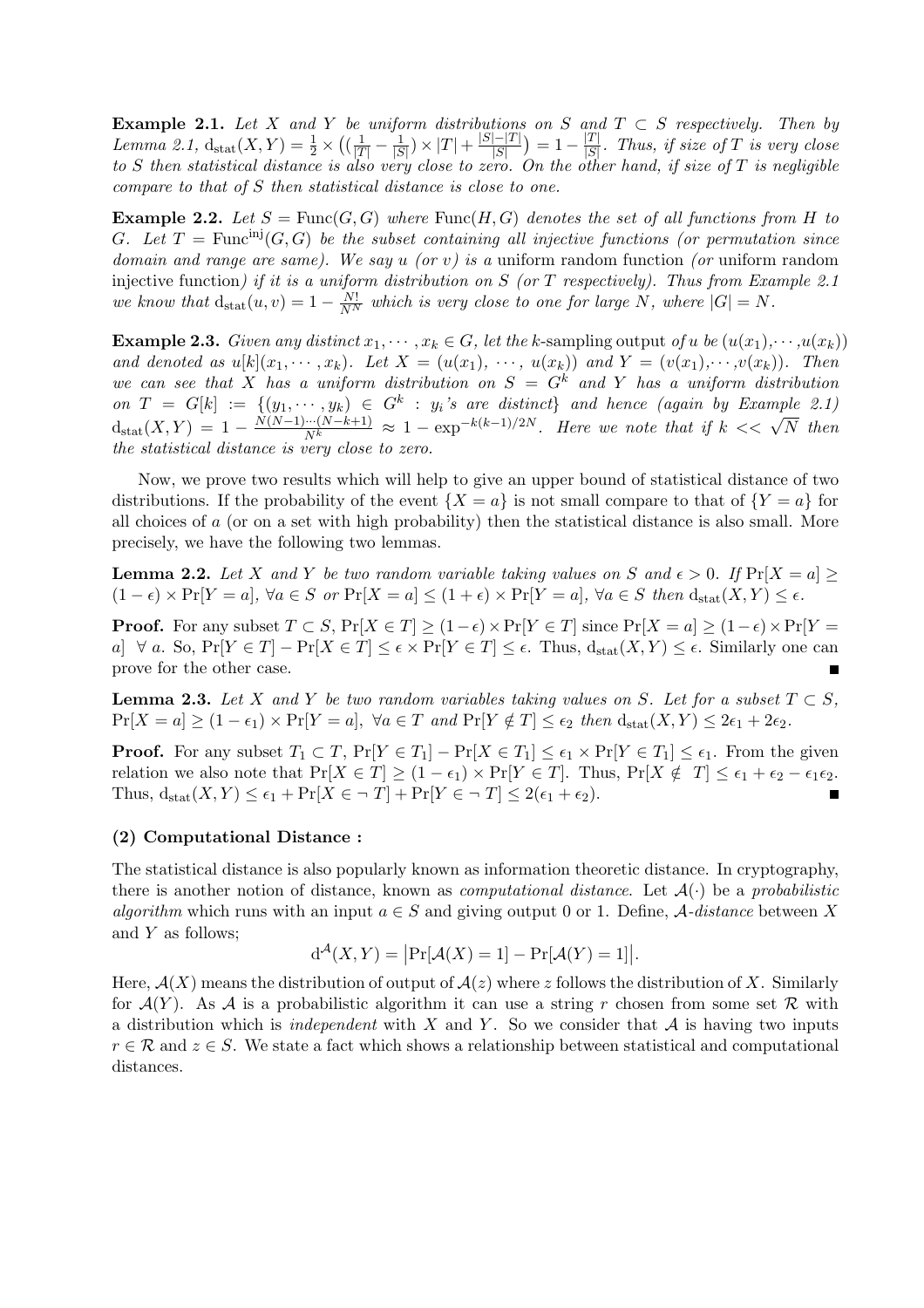**Example 2.1.** *Let $X$ and $Y$ be uniform distributions on $S$ and $T \subset S$ respectively. Then by Lemma 2.1, $\mathrm{d_{stat}}(X,Y) = \frac{1}{2} \times \left( (\frac{1}{|T|} - \frac{1}{|S|}) \times |T| + \frac{|S|-|T|}{|S|} \right) = 1 - \frac{|T|}{|S|}$. Thus, if size of $T$ is very close to $S$ then statistical distance is also very close to zero. On the other hand, if size of $T$ is negligible compare to that of $S$ then statistical distance is close to one.*

**Example 2.2.** *Let $S = \mathrm{Func}(G,G)$ where $\mathrm{Func}(H,G)$ denotes the set of all functions from $H$ to $G$. Let $T = \mathrm{Func}^{\mathrm{inj}}(G,G)$ be the subset containing all injective functions (or permutation since domain and range are same). We say $u$ (or $v$) is a* uniform random function *(or* uniform random injective function*) if it is a uniform distribution on $S$ (or $T$ respectively). Thus from Example 2.1 we know that $\mathrm{d_{stat}}(u,v) = 1 - \frac{N!}{N^N}$ which is very close to one for large $N$, where $|G| = N$.*

**Example 2.3.** *Given any distinct $x_1, \cdots, x_k \in G$, let the $k$-*sampling output *of $u$ be $(u(x_1), \cdots, u(x_k))$ and denoted as $u[k](x_1, \cdots, x_k)$. Let $X = (u(x_1), \cdots, u(x_k))$ and $Y = (v(x_1), \cdots, v(x_k))$. Then we can see that $X$ has a uniform distribution on $S = G^k$ and $Y$ has a uniform distribution on $T = G[k] := \{(y_1, \cdots, y_k) \in G^k : y_i\text{'s are distinct}\}$ and hence (again by Example 2.1) $\mathrm{d_{stat}}(X,Y) = 1 - \frac{N(N-1)\cdots(N-k+1)}{N^k} \approx 1 - \exp^{-k(k-1)/2N}$. Here we note that if $k << \sqrt{N}$ then the statistical distance is very close to zero.*

Now, we prove two results which will help to give an upper bound of statistical distance of two distributions. If the probability of the event $\{X = a\}$ is not small compare to that of $\{Y = a\}$ for all choices of $a$ (or on a set with high probability) then the statistical distance is also small. More precisely, we have the following two lemmas.

**Lemma 2.2.** *Let $X$ and $Y$ be two random variable taking values on $S$ and $\epsilon > 0$. If $\Pr[X = a] \geq (1-\epsilon) \times \Pr[Y = a]$, $\forall a \in S$ or $\Pr[X = a] \leq (1+\epsilon) \times \Pr[Y = a]$, $\forall a \in S$ then $\mathrm{d_{stat}}(X,Y) \leq \epsilon$.*

**Proof.** For any subset $T \subset S$, $\Pr[X \in T] \geq (1-\epsilon) \times \Pr[Y \in T]$ since $\Pr[X = a] \geq (1-\epsilon) \times \Pr[Y = a]$ $\forall$ $a$. So, $\Pr[Y \in T] - \Pr[X \in T] \leq \epsilon \times \Pr[Y \in T] \leq \epsilon$. Thus, $\mathrm{d_{stat}}(X,Y) \leq \epsilon$. Similarly one can prove for the other case. ∎

**Lemma 2.3.** *Let $X$ and $Y$ be two random variables taking values on $S$. Let for a subset $T \subset S$, $\Pr[X = a] \geq (1-\epsilon_1) \times \Pr[Y = a]$, $\forall a \in T$ and $\Pr[Y \notin T] \leq \epsilon_2$ then $\mathrm{d_{stat}}(X,Y) \leq 2\epsilon_1 + 2\epsilon_2$.*

**Proof.** For any subset $T_1 \subset T$, $\Pr[Y \in T_1] - \Pr[X \in T_1] \leq \epsilon_1 \times \Pr[Y \in T_1] \leq \epsilon_1$. From the given relation we also note that $\Pr[X \in T] \geq (1-\epsilon_1) \times \Pr[Y \in T]$. Thus, $\Pr[X \notin T] \leq \epsilon_1 + \epsilon_2 - \epsilon_1\epsilon_2$. Thus, $\mathrm{d_{stat}}(X,Y) \leq \epsilon_1 + \Pr[X \in \neg T] + \Pr[Y \in \neg T] \leq 2(\epsilon_1 + \epsilon_2)$. ∎

**(2) Computational Distance :**

The statistical distance is also popularly known as information theoretic distance. In cryptography, there is another notion of distance, known as *computational distance*. Let $\mathcal{A}(\cdot)$ be a *probabilistic algorithm* which runs with an input $a \in S$ and giving output 0 or 1. Define, $\mathcal{A}$*-distance* between $X$ and $Y$ as follows;

$$\mathrm{d}^{\mathcal{A}}(X,Y) = \left|\Pr[\mathcal{A}(X) = 1] - \Pr[\mathcal{A}(Y) = 1]\right|.$$

Here, $\mathcal{A}(X)$ means the distribution of output of $\mathcal{A}(z)$ where $z$ follows the distribution of $X$. Similarly for $\mathcal{A}(Y)$. As $\mathcal{A}$ is a probabilistic algorithm it can use a string $r$ chosen from some set $\mathcal{R}$ with a distribution which is *independent* with $X$ and $Y$. So we consider that $\mathcal{A}$ is having two inputs $r \in \mathcal{R}$ and $z \in S$. We state a fact which shows a relationship between statistical and computational distances.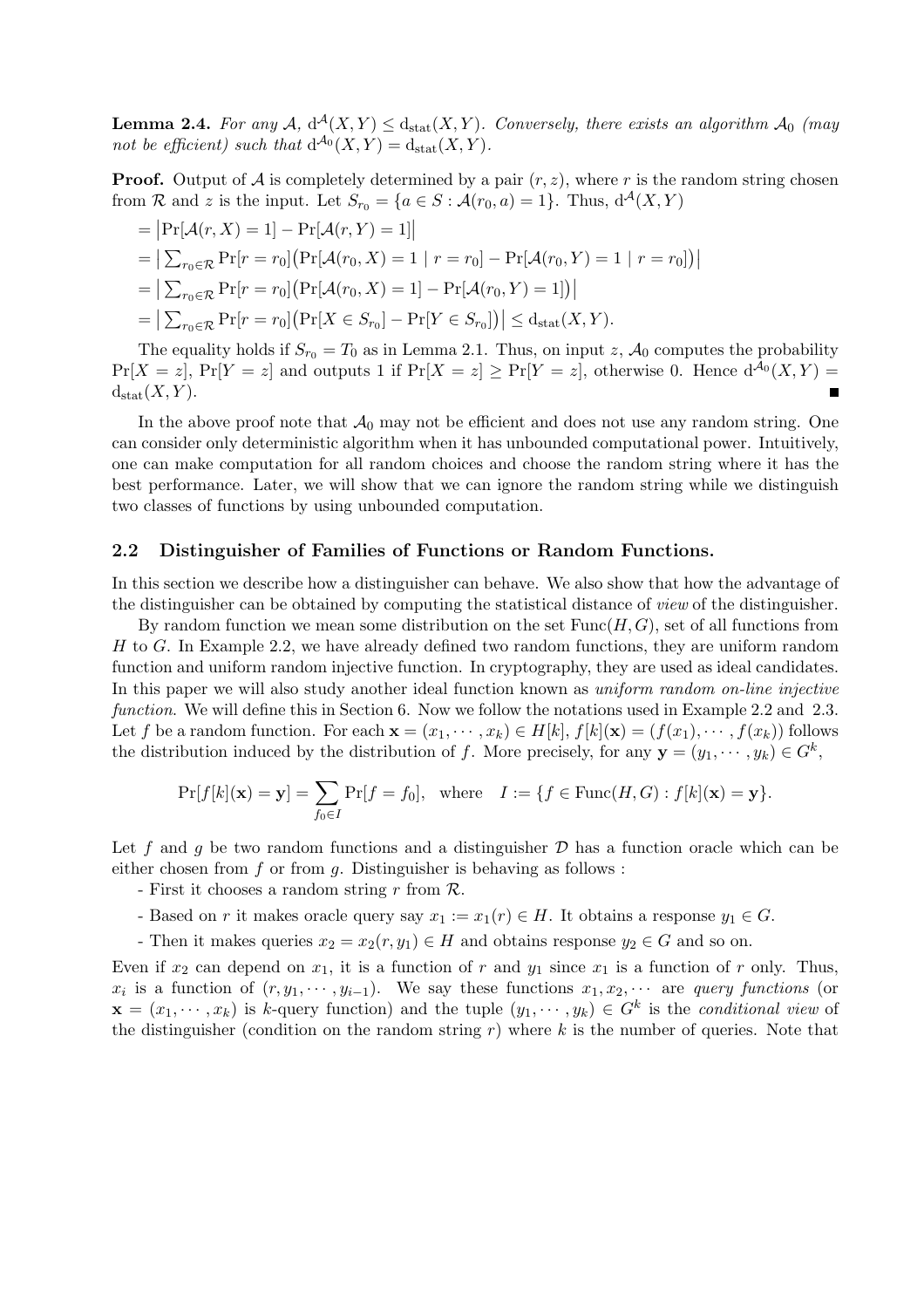**Lemma 2.4.** *For any $\mathcal{A}$, $\mathrm{d}^{\mathcal{A}}(X,Y) \leq \mathrm{d}_{\mathrm{stat}}(X,Y)$. Conversely, there exists an algorithm $\mathcal{A}_0$ (may not be efficient) such that $\mathrm{d}^{\mathcal{A}_0}(X,Y) = \mathrm{d}_{\mathrm{stat}}(X,Y)$.*

**Proof.** Output of $\mathcal{A}$ is completely determined by a pair $(r, z)$, where $r$ is the random string chosen from $\mathcal{R}$ and $z$ is the input. Let $S_{r_0} = \{a \in S : \mathcal{A}(r_0, a) = 1\}$. Thus, $\mathrm{d}^{\mathcal{A}}(X,Y)$

$= \big|\Pr[\mathcal{A}(r,X) = 1] - \Pr[\mathcal{A}(r,Y) = 1]\big|$

$= \big|\sum_{r_0 \in \mathcal{R}} \Pr[r = r_0]\big(\Pr[\mathcal{A}(r_0,X) = 1 \mid r = r_0] - \Pr[\mathcal{A}(r_0,Y) = 1 \mid r = r_0]\big)\big|$

$= \big|\sum_{r_0 \in \mathcal{R}} \Pr[r = r_0]\big(\Pr[\mathcal{A}(r_0,X) = 1] - \Pr[\mathcal{A}(r_0,Y) = 1]\big)\big|$

$= \big|\sum_{r_0 \in \mathcal{R}} \Pr[r = r_0]\big(\Pr[X \in S_{r_0}] - \Pr[Y \in S_{r_0}]\big)\big| \leq \mathrm{d}_{\mathrm{stat}}(X,Y).$

The equality holds if $S_{r_0} = T_0$ as in Lemma 2.1. Thus, on input $z$, $\mathcal{A}_0$ computes the probability $\Pr[X = z]$, $\Pr[Y = z]$ and outputs 1 if $\Pr[X = z] \geq \Pr[Y = z]$, otherwise 0. Hence $\mathrm{d}^{\mathcal{A}_0}(X,Y) = \mathrm{d}_{\mathrm{stat}}(X,Y)$. ∎

In the above proof note that $\mathcal{A}_0$ may not be efficient and does not use any random string. One can consider only deterministic algorithm when it has unbounded computational power. Intuitively, one can make computation for all random choices and choose the random string where it has the best performance. Later, we will show that we can ignore the random string while we distinguish two classes of functions by using unbounded computation.

### 2.2 Distinguisher of Families of Functions or Random Functions.

In this section we describe how a distinguisher can behave. We also show that how the advantage of the distinguisher can be obtained by computing the statistical distance of *view* of the distinguisher.

By random function we mean some distribution on the set $\mathrm{Func}(H,G)$, set of all functions from $H$ to $G$. In Example 2.2, we have already defined two random functions, they are uniform random function and uniform random injective function. In cryptography, they are used as ideal candidates. In this paper we will also study another ideal function known as *uniform random on-line injective function*. We will define this in Section 6. Now we follow the notations used in Example 2.2 and 2.3. Let $f$ be a random function. For each $\mathbf{x} = (x_1, \cdots, x_k) \in H[k]$, $f[k](\mathbf{x}) = (f(x_1), \cdots, f(x_k))$ follows the distribution induced by the distribution of $f$. More precisely, for any $\mathbf{y} = (y_1, \cdots, y_k) \in G^k$,

$$\Pr[f[k](\mathbf{x}) = \mathbf{y}] = \sum_{f_0 \in I} \Pr[f = f_0], \quad \text{where} \quad I := \{f \in \mathrm{Func}(H,G) : f[k](\mathbf{x}) = \mathbf{y}\}.$$

Let $f$ and $g$ be two random functions and a distinguisher $\mathcal{D}$ has a function oracle which can be either chosen from $f$ or from $g$. Distinguisher is behaving as follows :

- First it chooses a random string $r$ from $\mathcal{R}$.
- Based on $r$ it makes oracle query say $x_1 := x_1(r) \in H$. It obtains a response $y_1 \in G$.
- Then it makes queries $x_2 = x_2(r, y_1) \in H$ and obtains response $y_2 \in G$ and so on.

Even if $x_2$ can depend on $x_1$, it is a function of $r$ and $y_1$ since $x_1$ is a function of $r$ only. Thus, $x_i$ is a function of $(r, y_1, \cdots, y_{i-1})$. We say these functions $x_1, x_2, \cdots$ are *query functions* (or $\mathbf{x} = (x_1, \cdots, x_k)$ is $k$-query function) and the tuple $(y_1, \cdots, y_k) \in G^k$ is the *conditional view* of the distinguisher (condition on the random string $r$) where $k$ is the number of queries. Note that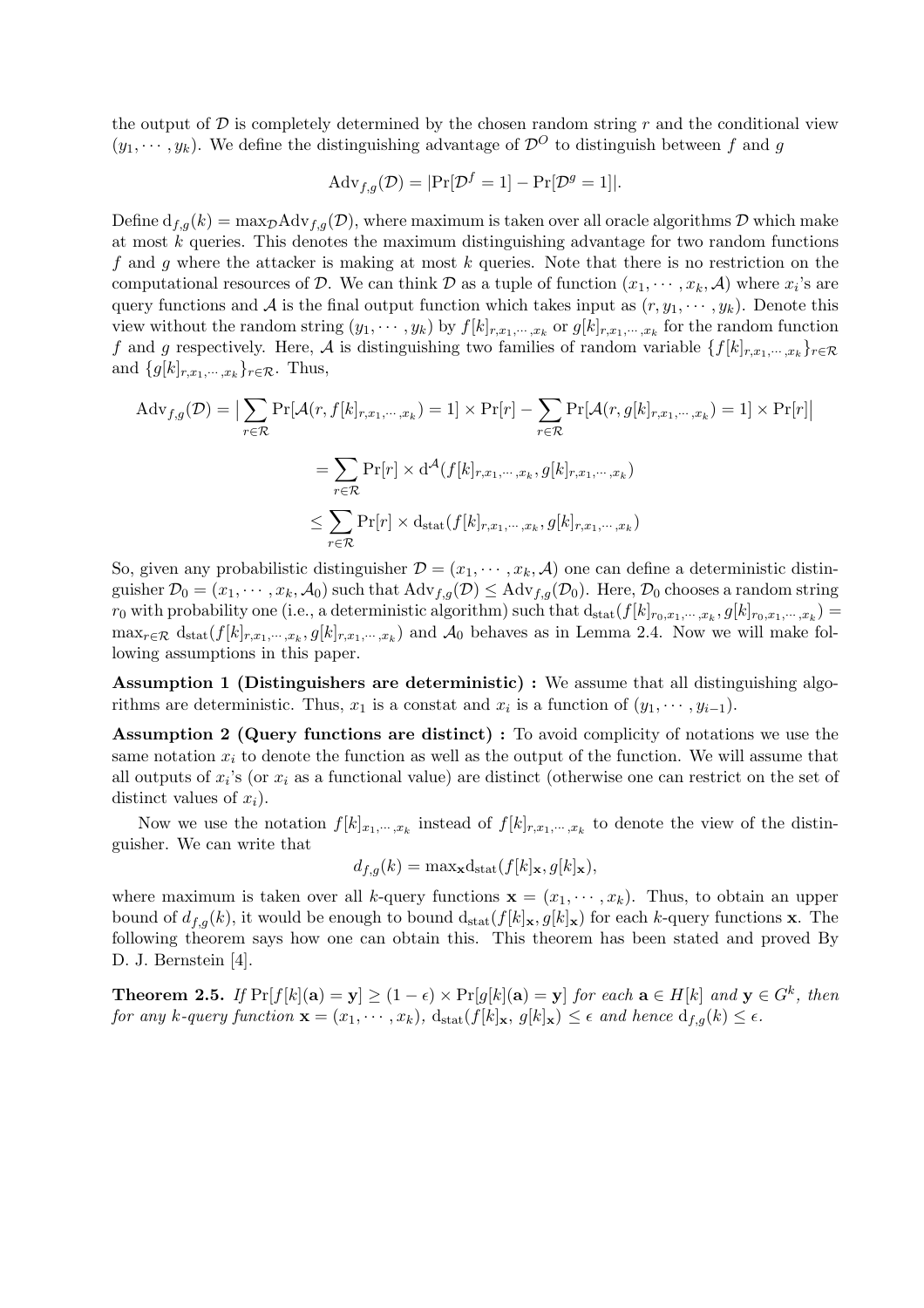the output of $\mathcal{D}$ is completely determined by the chosen random string $r$ and the conditional view $(y_1, \cdots, y_k)$. We define the distinguishing advantage of $\mathcal{D}^O$ to distinguish between $f$ and $g$

$$\mathrm{Adv}_{f,g}(\mathcal{D}) = |\Pr[\mathcal{D}^f = 1] - \Pr[\mathcal{D}^g = 1]|.$$

Define $\mathrm{d}_{f,g}(k) = \max_{\mathcal{D}} \mathrm{Adv}_{f,g}(\mathcal{D})$, where maximum is taken over all oracle algorithms $\mathcal{D}$ which make at most $k$ queries. This denotes the maximum distinguishing advantage for two random functions $f$ and $g$ where the attacker is making at most $k$ queries. Note that there is no restriction on the computational resources of $\mathcal{D}$. We can think $\mathcal{D}$ as a tuple of function $(x_1, \cdots, x_k, \mathcal{A})$ where $x_i$'s are query functions and $\mathcal{A}$ is the final output function which takes input as $(r, y_1, \cdots, y_k)$. Denote this view without the random string $(y_1, \cdots, y_k)$ by $f[k]_{r,x_1,\cdots,x_k}$ or $g[k]_{r,x_1,\cdots,x_k}$ for the random function $f$ and $g$ respectively. Here, $\mathcal{A}$ is distinguishing two families of random variable $\{f[k]_{r,x_1,\cdots,x_k}\}_{r\in\mathcal{R}}$ and $\{g[k]_{r,x_1,\cdots,x_k}\}_{r\in\mathcal{R}}$. Thus,

$$\begin{aligned}
\mathrm{Adv}_{f,g}(\mathcal{D}) &= \big|\sum_{r\in\mathcal{R}} \Pr[\mathcal{A}(r, f[k]_{r,x_1,\cdots,x_k}) = 1] \times \Pr[r] - \sum_{r\in\mathcal{R}} \Pr[\mathcal{A}(r, g[k]_{r,x_1,\cdots,x_k}) = 1] \times \Pr[r]\big| \\
&= \sum_{r\in\mathcal{R}} \Pr[r] \times \mathrm{d}^{\mathcal{A}}(f[k]_{r,x_1,\cdots,x_k}, g[k]_{r,x_1,\cdots,x_k}) \\
&\leq \sum_{r\in\mathcal{R}} \Pr[r] \times \mathrm{d}_{\mathrm{stat}}(f[k]_{r,x_1,\cdots,x_k}, g[k]_{r,x_1,\cdots,x_k})
\end{aligned}$$

So, given any probabilistic distinguisher $\mathcal{D} = (x_1, \cdots, x_k, \mathcal{A})$ one can define a deterministic distinguisher $\mathcal{D}_0 = (x_1, \cdots, x_k, \mathcal{A}_0)$ such that $\mathrm{Adv}_{f,g}(\mathcal{D}) \leq \mathrm{Adv}_{f,g}(\mathcal{D}_0)$. Here, $\mathcal{D}_0$ chooses a random string $r_0$ with probability one (i.e., a deterministic algorithm) such that $\mathrm{d}_{\mathrm{stat}}(f[k]_{r_0,x_1,\cdots,x_k}, g[k]_{r_0,x_1,\cdots,x_k}) = \max_{r\in\mathcal{R}} \mathrm{d}_{\mathrm{stat}}(f[k]_{r,x_1,\cdots,x_k}, g[k]_{r,x_1,\cdots,x_k})$ and $\mathcal{A}_0$ behaves as in Lemma 2.4. Now we will make following assumptions in this paper.

**Assumption 1 (Distinguishers are deterministic) :** We assume that all distinguishing algorithms are deterministic. Thus, $x_1$ is a constat and $x_i$ is a function of $(y_1, \cdots, y_{i-1})$.

**Assumption 2 (Query functions are distinct) :** To avoid complicity of notations we use the same notation $x_i$ to denote the function as well as the output of the function. We will assume that all outputs of $x_i$'s (or $x_i$ as a functional value) are distinct (otherwise one can restrict on the set of distinct values of $x_i$).

Now we use the notation $f[k]_{x_1,\cdots,x_k}$ instead of $f[k]_{r,x_1,\cdots,x_k}$ to denote the view of the distinguisher. We can write that

$$d_{f,g}(k) = \max_{\mathbf{x}} \mathrm{d}_{\mathrm{stat}}(f[k]_{\mathbf{x}}, g[k]_{\mathbf{x}}),$$

where maximum is taken over all $k$-query functions $\mathbf{x} = (x_1, \cdots, x_k)$. Thus, to obtain an upper bound of $d_{f,g}(k)$, it would be enough to bound $\mathrm{d}_{\mathrm{stat}}(f[k]_{\mathbf{x}}, g[k]_{\mathbf{x}})$ for each $k$-query functions $\mathbf{x}$. The following theorem says how one can obtain this. This theorem has been stated and proved By D. J. Bernstein [4].

**Theorem 2.5.** *If $\Pr[f[k](\mathbf{a}) = \mathbf{y}] \geq (1 - \epsilon) \times \Pr[g[k](\mathbf{a}) = \mathbf{y}]$ for each $\mathbf{a} \in H[k]$ and $\mathbf{y} \in G^k$, then for any $k$-query function $\mathbf{x} = (x_1, \cdots, x_k)$, $\mathrm{d}_{\mathrm{stat}}(f[k]_{\mathbf{x}}, g[k]_{\mathbf{x}}) \leq \epsilon$ and hence $\mathrm{d}_{f,g}(k) \leq \epsilon$.*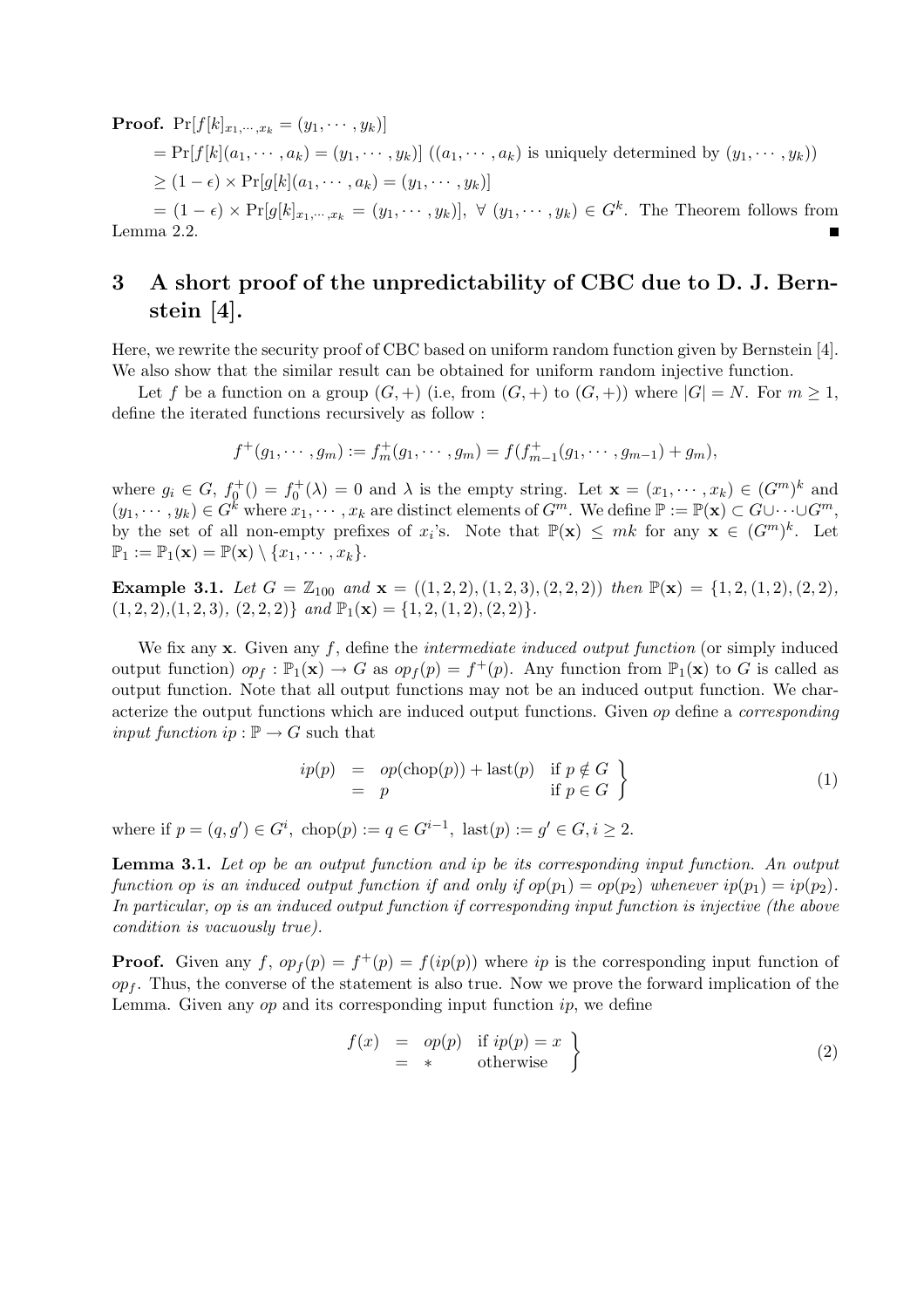**Proof.** $\Pr[f[k]_{x_1,\cdots,x_k} = (y_1,\cdots,y_k)]$

$= \Pr[f[k](a_1,\cdots,a_k) = (y_1,\cdots,y_k)]$ ($(a_1,\cdots,a_k)$ is uniquely determined by $(y_1,\cdots,y_k)$)

$\geq (1-\epsilon) \times \Pr[g[k](a_1,\cdots,a_k) = (y_1,\cdots,y_k)]$

$= (1-\epsilon) \times \Pr[g[k]_{x_1,\cdots,x_k} = (y_1,\cdots,y_k)]$, $\forall\ (y_1,\cdots,y_k) \in G^k$. The Theorem follows from Lemma 2.2. ∎

# 3 A short proof of the unpredictability of CBC due to D. J. Bernstein [4].

Here, we rewrite the security proof of CBC based on uniform random function given by Bernstein [4]. We also show that the similar result can be obtained for uniform random injective function.

Let $f$ be a function on a group $(G,+)$ (i.e, from $(G,+)$ to $(G,+)$) where $|G| = N$. For $m \geq 1$, define the iterated functions recursively as follow :

$$f^+(g_1,\cdots,g_m) := f^+_m(g_1,\cdots,g_m) = f(f^+_{m-1}(g_1,\cdots,g_{m-1}) + g_m),$$

where $g_i \in G$, $f^+_0() = f^+_0(\lambda) = 0$ and $\lambda$ is the empty string. Let $\mathbf{x} = (x_1,\cdots,x_k) \in (G^m)^k$ and $(y_1,\cdots,y_k) \in G^k$ where $x_1,\cdots,x_k$ are distinct elements of $G^m$. We define $\mathbb{P} := \mathbb{P}(\mathbf{x}) \subset G \cup \cdots \cup G^m$, by the set of all non-empty prefixes of $x_i$'s. Note that $\mathbb{P}(\mathbf{x}) \leq mk$ for any $\mathbf{x} \in (G^m)^k$. Let $\mathbb{P}_1 := \mathbb{P}_1(\mathbf{x}) = \mathbb{P}(\mathbf{x}) \setminus \{x_1,\cdots,x_k\}$.

**Example 3.1.** *Let $G = \mathbb{Z}_{100}$ and $\mathbf{x} = ((1,2,2),(1,2,3),(2,2,2))$ then $\mathbb{P}(\mathbf{x}) = \{1,2,(1,2),(2,2),$ $(1,2,2),(1,2,3),\ (2,2,2)\}$ and $\mathbb{P}_1(\mathbf{x}) = \{1,2,(1,2),(2,2)\}$.*

We fix any $\mathbf{x}$. Given any $f$, define the *intermediate induced output function* (or simply induced output function) $op_f : \mathbb{P}_1(\mathbf{x}) \to G$ as $op_f(p) = f^+(p)$. Any function from $\mathbb{P}_1(\mathbf{x})$ to $G$ is called as output function. Note that all output functions may not be an induced output function. We characterize the output functions which are induced output functions. Given $op$ define a *corresponding input function* $ip : \mathbb{P} \to G$ such that

$$\left.\begin{array}{rcll} ip(p) & = & op(\text{chop}(p)) + \text{last}(p) & \text{if } p \notin G \\ & = & p & \text{if } p \in G \end{array}\right\} \tag{1}$$

where if $p = (q,g') \in G^i$, $\text{chop}(p) := q \in G^{i-1}$, $\text{last}(p) := g' \in G, i \geq 2$.

**Lemma 3.1.** *Let $op$ be an output function and $ip$ be its corresponding input function. An output function $op$ is an induced output function if and only if $op(p_1) = op(p_2)$ whenever $ip(p_1) = ip(p_2)$. In particular, $op$ is an induced output function if corresponding input function is injective (the above condition is vacuously true).*

**Proof.** Given any $f$, $op_f(p) = f^+(p) = f(ip(p))$ where $ip$ is the corresponding input function of $op_f$. Thus, the converse of the statement is also true. Now we prove the forward implication of the Lemma. Given any $op$ and its corresponding input function $ip$, we define

$$\left.\begin{array}{rcll} f(x) & = & op(p) & \text{if } ip(p) = x \\ & = & * & \text{otherwise} \end{array}\right\} \tag{2}$$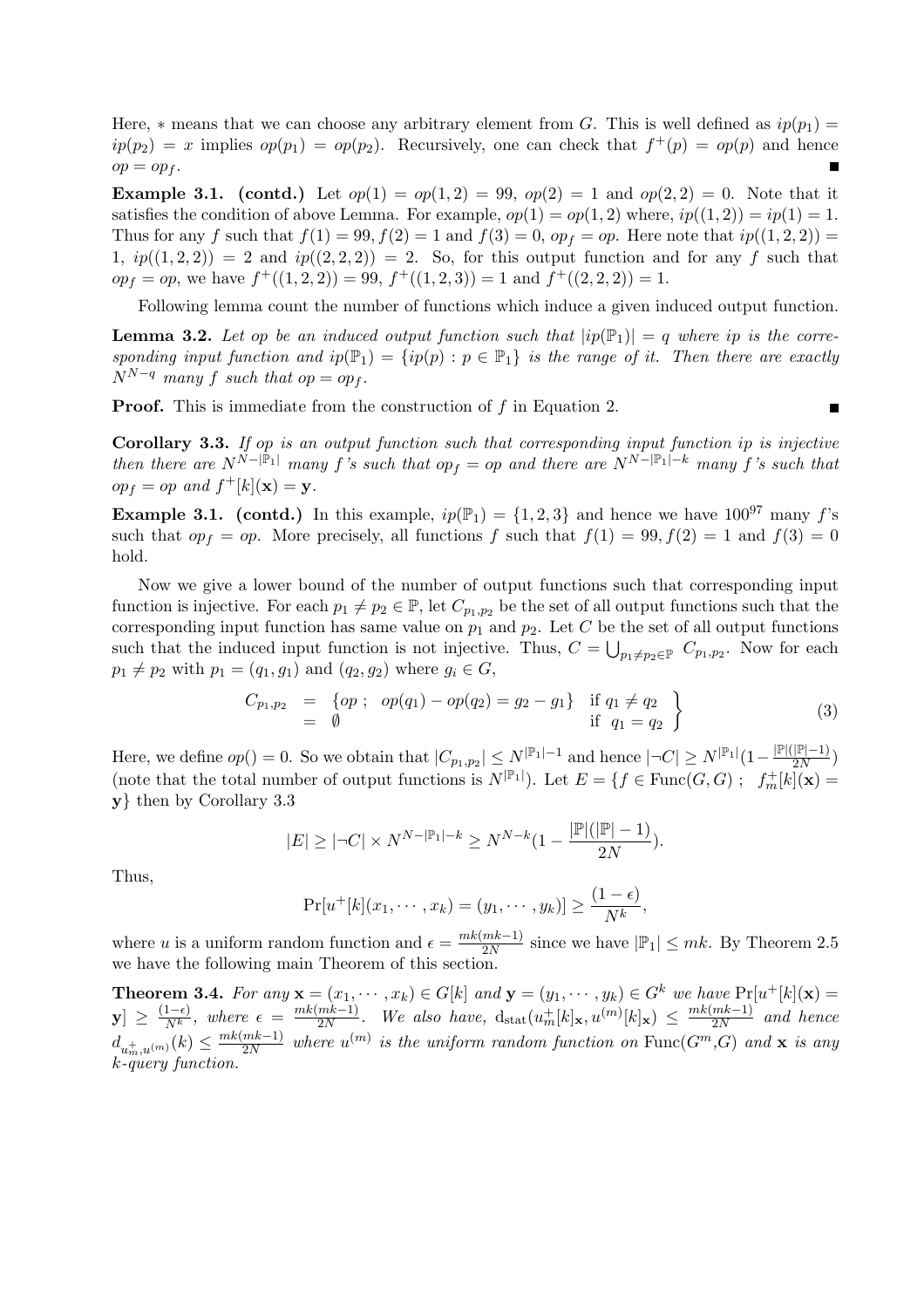Here, $*$ means that we can choose any arbitrary element from $G$. This is well defined as $ip(p_1) = ip(p_2) = x$ implies $op(p_1) = op(p_2)$. Recursively, one can check that $f^+(p) = op(p)$ and hence $op = op_f$. ■

**Example 3.1. (contd.)** Let $op(1) = op(1,2) = 99$, $op(2) = 1$ and $op(2,2) = 0$. Note that it satisfies the condition of above Lemma. For example, $op(1) = op(1,2)$ where, $ip((1,2)) = ip(1) = 1$. Thus for any $f$ such that $f(1) = 99, f(2) = 1$ and $f(3) = 0$, $op_f = op$. Here note that $ip((1,2,2)) = 1$, $ip((1,2,2)) = 2$ and $ip((2,2,2)) = 2$. So, for this output function and for any $f$ such that $op_f = op$, we have $f^+((1,2,2)) = 99$, $f^+((1,2,3)) = 1$ and $f^+((2,2,2)) = 1$.

Following lemma count the number of functions which induce a given induced output function.

**Lemma 3.2.** *Let $op$ be an induced output function such that $|ip(\mathbb{P}_1)| = q$ where $ip$ is the corresponding input function and $ip(\mathbb{P}_1) = \{ip(p) : p \in \mathbb{P}_1\}$ is the range of it. Then there are exactly $N^{N-q}$ many $f$ such that $op = op_f$.*

**Proof.** This is immediate from the construction of $f$ in Equation 2. ■

**Corollary 3.3.** *If $op$ is an output function such that corresponding input function $ip$ is injective then there are $N^{N-|\mathbb{P}_1|}$ many $f$'s such that $op_f = op$ and there are $N^{N-|\mathbb{P}_1|-k}$ many $f$'s such that $op_f = op$ and $f^+[k](\mathbf{x}) = \mathbf{y}$.*

**Example 3.1. (contd.)** In this example, $ip(\mathbb{P}_1) = \{1,2,3\}$ and hence we have $100^{97}$ many $f$'s such that $op_f = op$. More precisely, all functions $f$ such that $f(1) = 99, f(2) = 1$ and $f(3) = 0$ hold.

Now we give a lower bound of the number of output functions such that corresponding input function is injective. For each $p_1 \neq p_2 \in \mathbb{P}$, let $C_{p_1,p_2}$ be the set of all output functions such that the corresponding input function has same value on $p_1$ and $p_2$. Let $C$ be the set of all output functions such that the induced input function is not injective. Thus, $C = \bigcup_{p_1 \neq p_2 \in \mathbb{P}} C_{p_1,p_2}$. Now for each $p_1 \neq p_2$ with $p_1 = (q_1, g_1)$ and $(q_2, g_2)$ where $g_i \in G$,

$$
\left.\begin{array}{lcll}
C_{p_1,p_2} & = & \{op \; ; \; op(q_1) - op(q_2) = g_2 - g_1\} & \text{if } q_1 \neq q_2 \\
 & = & \emptyset & \text{if } q_1 = q_2
\end{array}\right\} \tag{3}
$$

Here, we define $op() = 0$. So we obtain that $|C_{p_1,p_2}| \leq N^{|\mathbb{P}_1|-1}$ and hence $|\neg C| \geq N^{|\mathbb{P}_1|}(1 - \frac{|\mathbb{P}|(|\mathbb{P}|-1)}{2N})$ (note that the total number of output functions is $N^{|\mathbb{P}_1|}$). Let $E = \{f \in \mathrm{Func}(G,G) \; ; \; f_m^+[k](\mathbf{x}) = \mathbf{y}\}$ then by Corollary 3.3

$$
|E| \geq |\neg C| \times N^{N-|\mathbb{P}_1|-k} \geq N^{N-k}(1 - \frac{|\mathbb{P}|(|\mathbb{P}|-1)}{2N}).
$$

Thus,

$$
\Pr[u^+[k](x_1, \cdots, x_k) = (y_1, \cdots, y_k)] \geq \frac{(1-\epsilon)}{N^k},
$$

where $u$ is a uniform random function and $\epsilon = \frac{mk(mk-1)}{2N}$ since we have $|\mathbb{P}_1| \leq mk$. By Theorem 2.5 we have the following main Theorem of this section.

**Theorem 3.4.** *For any $\mathbf{x} = (x_1, \cdots, x_k) \in G[k]$ and $\mathbf{y} = (y_1, \cdots, y_k) \in G^k$ we have $\Pr[u^+[k](\mathbf{x}) = \mathbf{y}] \geq \frac{(1-\epsilon)}{N^k}$, where $\epsilon = \frac{mk(mk-1)}{2N}$. We also have, $\mathrm{d}_{\mathrm{stat}}(u_m^+[k]_{\mathbf{x}}, u^{(m)}[k]_{\mathbf{x}}) \leq \frac{mk(mk-1)}{2N}$ and hence $d_{u_m^+, u^{(m)}}(k) \leq \frac{mk(mk-1)}{2N}$ where $u^{(m)}$ is the uniform random function on $\mathrm{Func}(G^m, G)$ and $\mathbf{x}$ is any $k$-query function.*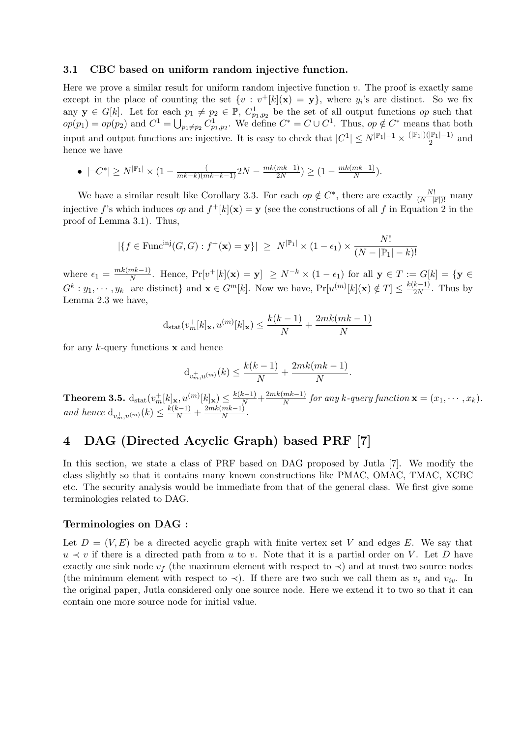### 3.1 CBC based on uniform random injective function.

Here we prove a similar result for uniform random injective function $v$. The proof is exactly same except in the place of counting the set $\{v : v^+[k](\mathbf{x}) = \mathbf{y}\}$, where $y_i$'s are distinct. So we fix any $\mathbf{y} \in G[k]$. Let for each $p_1 \neq p_2 \in \mathbb{P}$, $C^1_{p_1,p_2}$ be the set of all output functions $op$ such that $op(p_1) = op(p_2)$ and $C^1 = \bigcup_{p_1 \neq p_2} C^1_{p_1,p_2}$. We define $C^* = C \cup C^1$. Thus, $op \notin C^*$ means that both input and output functions are injective. It is easy to check that $|C^1| \leq N^{|\mathbb{P}_1|-1} \times \frac{(|\mathbb{P}_1|)(|\mathbb{P}_1|-1)}{2}$ and hence we have

- $|\neg C^*| \geq N^{|\mathbb{P}_1|} \times (1 - \frac{(}{mk-k)(mk-k-1)}2N - \frac{mk(mk-1)}{2N}) \geq (1 - \frac{mk(mk-1)}{N})$.

We have a similar result like Corollary 3.3. For each $op \notin C^*$, there are exactly $\frac{N!}{(N-|\mathbb{P}|)!}$ many injective $f$'s which induces $op$ and $f^+[k](\mathbf{x}) = \mathbf{y}$ (see the constructions of all $f$ in Equation 2 in the proof of Lemma 3.1). Thus,

$$|\{f \in \mathrm{Func}^{\mathrm{inj}}(G, G) : f^+(\mathbf{x}) = \mathbf{y}\}| \;\geq\; N^{|\mathbb{P}_1|} \times (1 - \epsilon_1) \times \frac{N!}{(N - |\mathbb{P}_1| - k)!}$$

where $\epsilon_1 = \frac{mk(mk-1)}{N}$. Hence, $\Pr[v^+[k](\mathbf{x}) = \mathbf{y}] \;\geq N^{-k} \times (1 - \epsilon_1)$ for all $\mathbf{y} \in T := G[k] = \{\mathbf{y} \in G^k : y_1, \cdots, y_k \text{ are distinct}\}$ and $\mathbf{x} \in G^m[k]$. Now we have, $\Pr[u^{(m)}[k](\mathbf{x}) \notin T] \leq \frac{k(k-1)}{2N}$. Thus by Lemma 2.3 we have,

$$\mathrm{d}_{\mathrm{stat}}(v^+_m[k]_{\mathbf{x}}, u^{(m)}[k]_{\mathbf{x}}) \leq \frac{k(k-1)}{N} + \frac{2mk(mk-1)}{N}$$

for any $k$-query functions $\mathbf{x}$ and hence

$$\mathrm{d}_{v^+_m, u^{(m)}}(k) \leq \frac{k(k-1)}{N} + \frac{2mk(mk-1)}{N}.$$

**Theorem 3.5.** $\mathrm{d}_{\mathrm{stat}}(v^+_m[k]_{\mathbf{x}}, u^{(m)}[k]_{\mathbf{x}}) \leq \frac{k(k-1)}{N} + \frac{2mk(mk-1)}{N}$ *for any $k$-query function $\mathbf{x} = (x_1, \cdots, x_k)$. and hence* $\mathrm{d}_{v^+_m, u^{(m)}}(k) \leq \frac{k(k-1)}{N} + \frac{2mk(mk-1)}{N}$.

## 4 DAG (Directed Acyclic Graph) based PRF [7]

In this section, we state a class of PRF based on DAG proposed by Jutla [7]. We modify the class slightly so that it contains many known constructions like PMAC, OMAC, TMAC, XCBC etc. The security analysis would be immediate from that of the general class. We first give some terminologies related to DAG.

### Terminologies on DAG :

Let $D = (V, E)$ be a directed acyclic graph with finite vertex set $V$ and edges $E$. We say that $u \prec v$ if there is a directed path from $u$ to $v$. Note that it is a partial order on $V$. Let $D$ have exactly one sink node $v_f$ (the maximum element with respect to $\prec$) and at most two source nodes (the minimum element with respect to $\prec$). If there are two such we call them as $v_s$ and $v_{iv}$. In the original paper, Jutla considered only one source node. Here we extend it to two so that it can contain one more source node for initial value.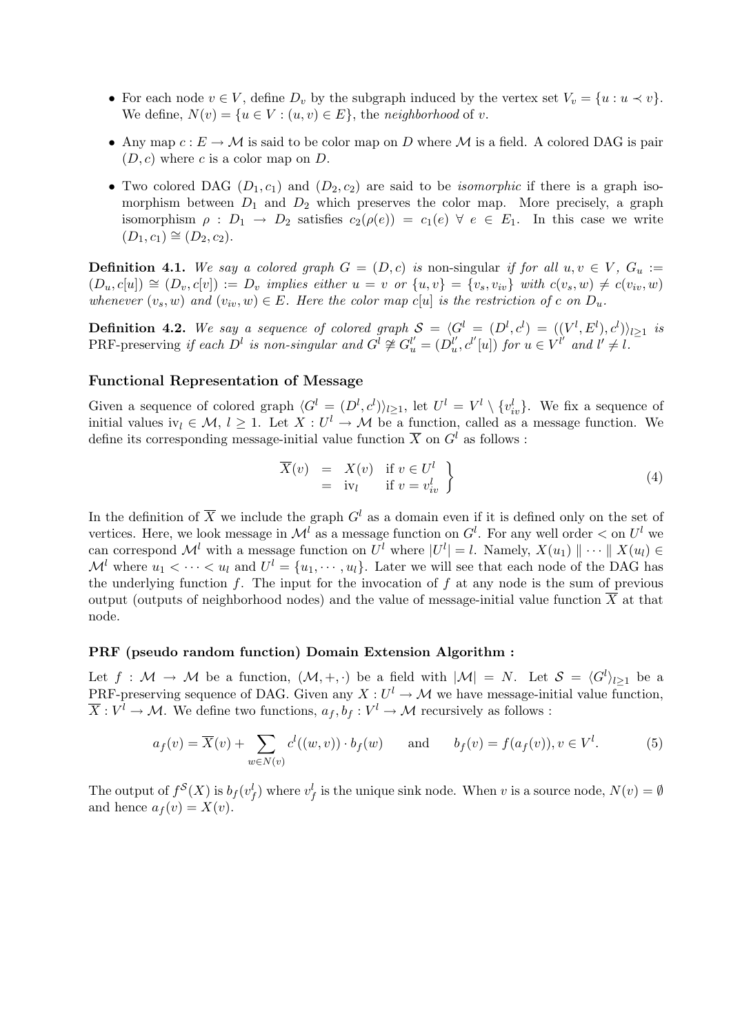- For each node $v \in V$, define $D_v$ by the subgraph induced by the vertex set $V_v = \{u : u \prec v\}$. We define, $N(v) = \{u \in V : (u, v) \in E\}$, the *neighborhood* of $v$.
- Any map $c : E \to \mathcal{M}$ is said to be color map on $D$ where $\mathcal{M}$ is a field. A colored DAG is pair $(D, c)$ where $c$ is a color map on $D$.
- Two colored DAG $(D_1, c_1)$ and $(D_2, c_2)$ are said to be *isomorphic* if there is a graph isomorphism between $D_1$ and $D_2$ which preserves the color map. More precisely, a graph isomorphism $\rho : D_1 \to D_2$ satisfies $c_2(\rho(e)) = c_1(e) \ \forall \ e \in E_1$. In this case we write $(D_1, c_1) \cong (D_2, c_2)$.

**Definition 4.1.** *We say a colored graph $G = (D, c)$ is* non-singular *if for all $u, v \in V$, $G_u := (D_u, c[u]) \cong (D_v, c[v]) := D_v$ implies either $u = v$ or $\{u, v\} = \{v_s, v_{iv}\}$ with $c(v_s, w) \neq c(v_{iv}, w)$ whenever $(v_s, w)$ and $(v_{iv}, w) \in E$. Here the color map $c[u]$ is the restriction of $c$ on $D_u$.*

**Definition 4.2.** *We say a sequence of colored graph $\mathcal{S} = \langle G^l = (D^l, c^l) = ((V^l, E^l), c^l) \rangle_{l \geq 1}$ is* PRF-preserving *if each $D^l$ is non-singular and $G^l \ncong G^{l'}_u = (D^{l'}_u, c^{l'}[u])$ for $u \in V^{l'}$ and $l' \neq l$.*

### Functional Representation of Message

Given a sequence of colored graph $\langle G^l = (D^l, c^l) \rangle_{l \geq 1}$, let $U^l = V^l \setminus \{v^l_{iv}\}$. We fix a sequence of initial values $\mathrm{iv}_l \in \mathcal{M}$, $l \geq 1$. Let $X : U^l \to \mathcal{M}$ be a function, called as a message function. We define its corresponding message-initial value function $\overline{X}$ on $G^l$ as follows :

$$
\left.
\begin{array}{rcll}
\overline{X}(v) & = & X(v) & \text{if } v \in U^l \\
& = & \mathrm{iv}_l & \text{if } v = v^l_{iv}
\end{array}
\right\}
\tag{4}
$$

In the definition of $\overline{X}$ we include the graph $G^l$ as a domain even if it is defined only on the set of vertices. Here, we look message in $\mathcal{M}^l$ as a message function on $G^l$. For any well order $<$ on $U^l$ we can correspond $\mathcal{M}^l$ with a message function on $U^l$ where $|U^l| = l$. Namely, $X(u_1) \parallel \cdots \parallel X(u_l) \in \mathcal{M}^l$ where $u_1 < \cdots < u_l$ and $U^l = \{u_1, \cdots, u_l\}$. Later we will see that each node of the DAG has the underlying function $f$. The input for the invocation of $f$ at any node is the sum of previous output (outputs of neighborhood nodes) and the value of message-initial value function $\overline{X}$ at that node.

### PRF (pseudo random function) Domain Extension Algorithm :

Let $f : \mathcal{M} \to \mathcal{M}$ be a function, $(\mathcal{M}, +, \cdot)$ be a field with $|\mathcal{M}| = N$. Let $\mathcal{S} = \langle G^l \rangle_{l \geq 1}$ be a PRF-preserving sequence of DAG. Given any $X : U^l \to \mathcal{M}$ we have message-initial value function, $\overline{X} : V^l \to \mathcal{M}$. We define two functions, $a_f, b_f : V^l \to \mathcal{M}$ recursively as follows :

$$
a_f(v) = \overline{X}(v) + \sum_{w \in N(v)} c^l((w, v)) \cdot b_f(w) \qquad \text{and} \qquad b_f(v) = f(a_f(v)), v \in V^l. \tag{5}
$$

The output of $f^{\mathcal{S}}(X)$ is $b_f(v^l_f)$ where $v^l_f$ is the unique sink node. When $v$ is a source node, $N(v) = \emptyset$ and hence $a_f(v) = X(v)$.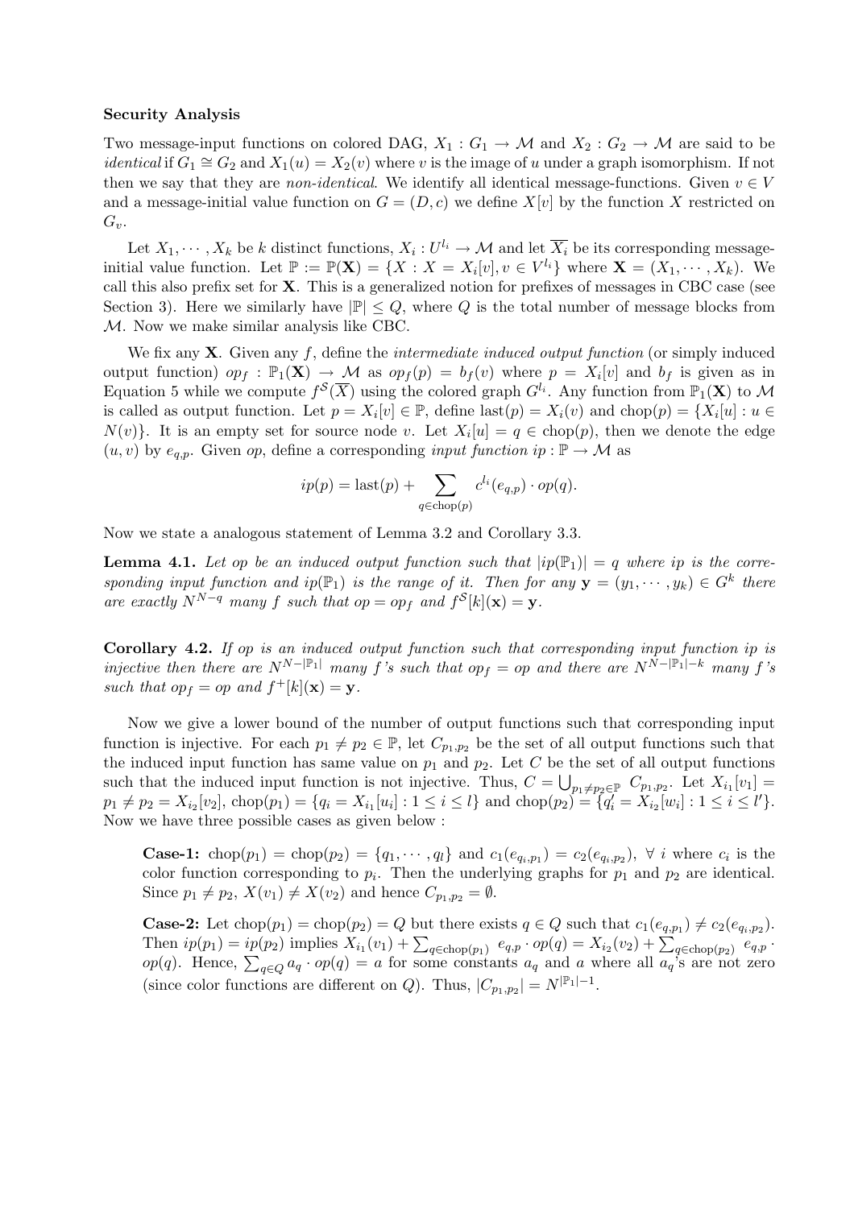**Security Analysis**

Two message-input functions on colored DAG, $X_1 : G_1 \to \mathcal{M}$ and $X_2 : G_2 \to \mathcal{M}$ are said to be *identical* if $G_1 \cong G_2$ and $X_1(u) = X_2(v)$ where $v$ is the image of $u$ under a graph isomorphism. If not then we say that they are *non-identical*. We identify all identical message-functions. Given $v \in V$ and a message-initial value function on $G = (D, c)$ we define $X[v]$ by the function $X$ restricted on $G_v$.

Let $X_1, \cdots, X_k$ be $k$ distinct functions, $X_i : U^{l_i} \to \mathcal{M}$ and let $\overline{X_i}$ be its corresponding message-initial value function. Let $\mathbb{P} := \mathbb{P}(\mathbf{X}) = \{X : X = X_i[v], v \in V^{l_i}\}$ where $\mathbf{X} = (X_1, \cdots, X_k)$. We call this also prefix set for $\mathbf{X}$. This is a generalized notion for prefixes of messages in CBC case (see Section 3). Here we similarly have $|\mathbb{P}| \leq Q$, where $Q$ is the total number of message blocks from $\mathcal{M}$. Now we make similar analysis like CBC.

We fix any $\mathbf{X}$. Given any $f$, define the *intermediate induced output function* (or simply induced output function) $op_f : \mathbb{P}_1(\mathbf{X}) \to \mathcal{M}$ as $op_f(p) = b_f(v)$ where $p = X_i[v]$ and $b_f$ is given as in Equation 5 while we compute $f^{\mathcal{S}}(\overline{X})$ using the colored graph $G^{l_i}$. Any function from $\mathbb{P}_1(\mathbf{X})$ to $\mathcal{M}$ is called as output function. Let $p = X_i[v] \in \mathbb{P}$, define $\text{last}(p) = X_i(v)$ and $\text{chop}(p) = \{X_i[u] : u \in N(v)\}$. It is an empty set for source node $v$. Let $X_i[u] = q \in \text{chop}(p)$, then we denote the edge $(u, v)$ by $e_{q,p}$. Given $op$, define a corresponding *input function* $ip : \mathbb{P} \to \mathcal{M}$ as

$$ip(p) = \text{last}(p) + \sum_{q \in \text{chop}(p)} c^{l_i}(e_{q,p}) \cdot op(q).$$

Now we state a analogous statement of Lemma 3.2 and Corollary 3.3.

**Lemma 4.1.** *Let $op$ be an induced output function such that $|ip(\mathbb{P}_1)| = q$ where $ip$ is the corresponding input function and $ip(\mathbb{P}_1)$ is the range of it. Then for any $\mathbf{y} = (y_1, \cdots, y_k) \in G^k$ there are exactly $N^{N-q}$ many $f$ such that $op = op_f$ and $f^{\mathcal{S}}[k](\mathbf{x}) = \mathbf{y}$.*

**Corollary 4.2.** *If $op$ is an induced output function such that corresponding input function $ip$ is injective then there are $N^{N-|\mathbb{P}_1|}$ many $f$'s such that $op_f = op$ and there are $N^{N-|\mathbb{P}_1|-k}$ many $f$'s such that $op_f = op$ and $f^+[k](\mathbf{x}) = \mathbf{y}$.*

Now we give a lower bound of the number of output functions such that corresponding input function is injective. For each $p_1 \neq p_2 \in \mathbb{P}$, let $C_{p_1,p_2}$ be the set of all output functions such that the induced input function has same value on $p_1$ and $p_2$. Let $C$ be the set of all output functions such that the induced input function is not injective. Thus, $C = \bigcup_{p_1 \neq p_2 \in \mathbb{P}} C_{p_1,p_2}$. Let $X_{i_1}[v_1] = p_1 \neq p_2 = X_{i_2}[v_2]$, $\text{chop}(p_1) = \{q_i = X_{i_1}[u_i] : 1 \leq i \leq l\}$ and $\text{chop}(p_2) = \{q'_i = X_{i_2}[w_i] : 1 \leq i \leq l'\}$. Now we have three possible cases as given below :

> **Case-1:** $\text{chop}(p_1) = \text{chop}(p_2) = \{q_1, \cdots, q_l\}$ and $c_1(e_{q_i,p_1}) = c_2(e_{q_i,p_2})$, $\forall\ i$ where $c_i$ is the color function corresponding to $p_i$. Then the underlying graphs for $p_1$ and $p_2$ are identical. Since $p_1 \neq p_2$, $X(v_1) \neq X(v_2)$ and hence $C_{p_1,p_2} = \emptyset$.
>
> **Case-2:** Let $\text{chop}(p_1) = \text{chop}(p_2) = Q$ but there exists $q \in Q$ such that $c_1(e_{q,p_1}) \neq c_2(e_{q_i,p_2})$. Then $ip(p_1) = ip(p_2)$ implies $X_{i_1}(v_1) + \sum_{q \in \text{chop}(p_1)} e_{q,p} \cdot op(q) = X_{i_2}(v_2) + \sum_{q \in \text{chop}(p_2)} e_{q,p} \cdot op(q)$. Hence, $\sum_{q \in Q} a_q \cdot op(q) = a$ for some constants $a_q$ and $a$ where all $a_q$'s are not zero (since color functions are different on $Q$). Thus, $|C_{p_1,p_2}| = N^{|\mathbb{P}_1|-1}$.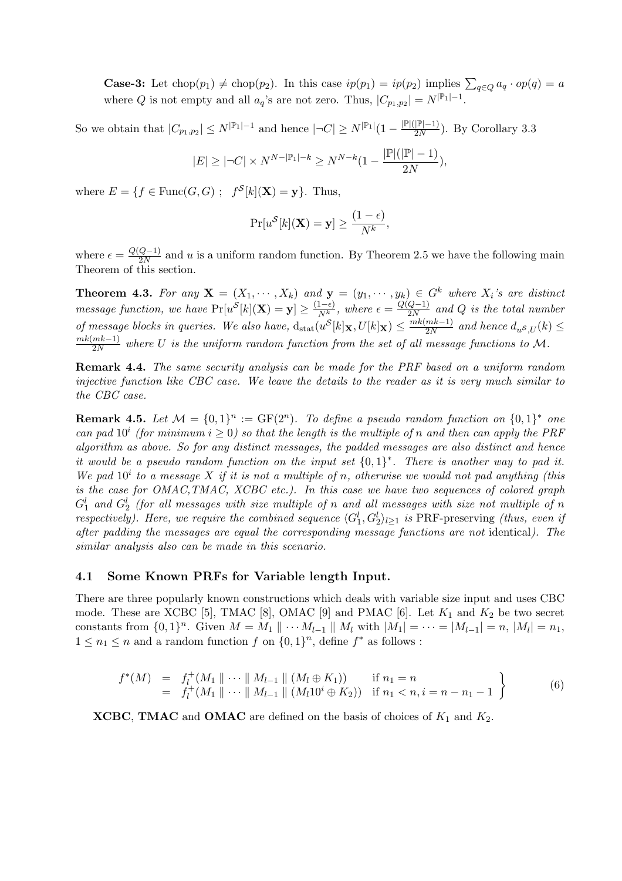**Case-3:** Let $\text{chop}(p_1) \neq \text{chop}(p_2)$. In this case $ip(p_1) = ip(p_2)$ implies $\sum_{q \in Q} a_q \cdot op(q) = a$ where $Q$ is not empty and all $a_q$'s are not zero. Thus, $|C_{p_1,p_2}| = N^{|\mathbb{P}_1|-1}$.

So we obtain that $|C_{p_1,p_2}| \leq N^{|\mathbb{P}_1|-1}$ and hence $|\neg C| \geq N^{|\mathbb{P}_1|}(1 - \frac{|\mathbb{P}|(|\mathbb{P}|-1)}{2N})$. By Corollary 3.3

$$|E| \geq |\neg C| \times N^{N-|\mathbb{P}_1|-k} \geq N^{N-k}(1 - \frac{|\mathbb{P}|(|\mathbb{P}|-1)}{2N}),$$

where $E = \{f \in \text{Func}(G, G) \;;\; f^{\mathcal{S}}[k](\mathbf{X}) = \mathbf{y}\}$. Thus,

$$\Pr[u^{\mathcal{S}}[k](\mathbf{X}) = \mathbf{y}] \geq \frac{(1-\epsilon)}{N^k},$$

where $\epsilon = \frac{Q(Q-1)}{2N}$ and $u$ is a uniform random function. By Theorem 2.5 we have the following main Theorem of this section.

**Theorem 4.3.** *For any $\mathbf{X} = (X_1, \cdots, X_k)$ and $\mathbf{y} = (y_1, \cdots, y_k) \in G^k$ where $X_i$'s are distinct message function, we have $\Pr[u^{\mathcal{S}}[k](\mathbf{X}) = \mathbf{y}] \geq \frac{(1-\epsilon)}{N^k}$, where $\epsilon = \frac{Q(Q-1)}{2N}$ and $Q$ is the total number of message blocks in queries. We also have, $\text{d}_{\text{stat}}(u^{\mathcal{S}}[k]_{\mathbf{X}}, U[k]_{\mathbf{X}}) \leq \frac{mk(mk-1)}{2N}$ and hence $d_{u^{\mathcal{S}},U}(k) \leq \frac{mk(mk-1)}{2N}$ where $U$ is the uniform random function from the set of all message functions to $\mathcal{M}$.*

**Remark 4.4.** *The same security analysis can be made for the PRF based on a uniform random injective function like CBC case. We leave the details to the reader as it is very much similar to the CBC case.*

**Remark 4.5.** *Let $\mathcal{M} = \{0,1\}^n := \text{GF}(2^n)$. To define a pseudo random function on $\{0,1\}^*$ one can pad $10^i$ (for minimum $i \geq 0$) so that the length is the multiple of $n$ and then can apply the PRF algorithm as above. So for any distinct messages, the padded messages are also distinct and hence it would be a pseudo random function on the input set $\{0,1\}^*$. There is another way to pad it. We pad $10^i$ to a message $X$ if it is not a multiple of $n$, otherwise we would not pad anything (this is the case for OMAC,TMAC, XCBC etc.). In this case we have two sequences of colored graph $G_1^l$ and $G_2^l$ (for all messages with size multiple of $n$ and all messages with size not multiple of $n$ respectively). Here, we require the combined sequence $\langle G_1^l, G_2^l \rangle_{l \geq 1}$ is* PRF-preserving *(thus, even if after padding the messages are equal the corresponding message functions are not* identical*). The similar analysis also can be made in this scenario.*

### 4.1 Some Known PRFs for Variable length Input.

There are three popularly known constructions which deals with variable size input and uses CBC mode. These are XCBC [5], TMAC [8], OMAC [9] and PMAC [6]. Let $K_1$ and $K_2$ be two secret constants from $\{0,1\}^n$. Given $M = M_1 \parallel \cdots M_{l-1} \parallel M_l$ with $|M_1| = \cdots = |M_{l-1}| = n$, $|M_l| = n_1$, $1 \leq n_1 \leq n$ and a random function $f$ on $\{0,1\}^n$, define $f^*$ as follows :

$$\left.\begin{aligned} f^*(M) &= f_l^+(M_1 \parallel \cdots \parallel M_{l-1} \parallel (M_l \oplus K_1)) && \text{if } n_1 = n \\ &= f_l^+(M_1 \parallel \cdots \parallel M_{l-1} \parallel (M_l 10^i \oplus K_2)) && \text{if } n_1 < n, i = n - n_1 - 1 \end{aligned}\right\} \tag{6}$$

**XCBC**, **TMAC** and **OMAC** are defined on the basis of choices of $K_1$ and $K_2$.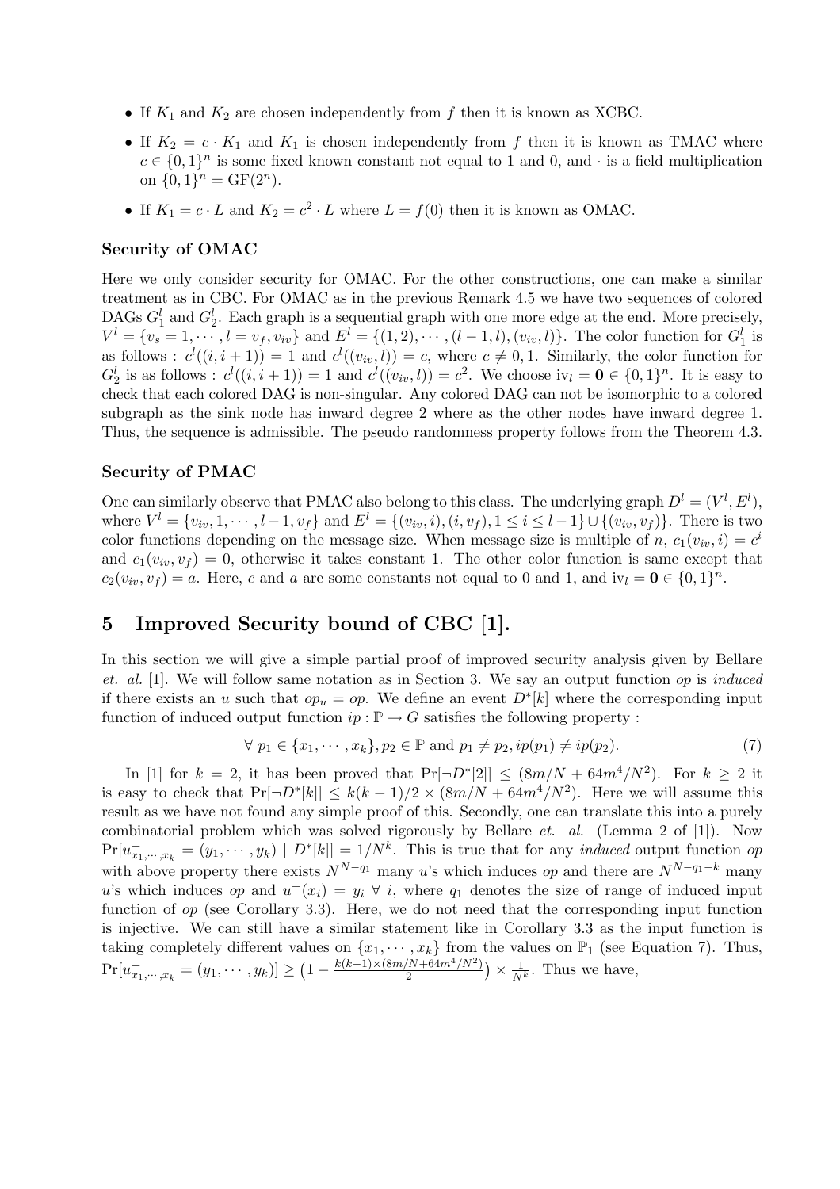- If $K_1$ and $K_2$ are chosen independently from $f$ then it is known as XCBC.
- If $K_2 = c \cdot K_1$ and $K_1$ is chosen independently from $f$ then it is known as TMAC where $c \in \{0,1\}^n$ is some fixed known constant not equal to 1 and 0, and $\cdot$ is a field multiplication on $\{0,1\}^n = \mathrm{GF}(2^n)$.
- If $K_1 = c \cdot L$ and $K_2 = c^2 \cdot L$ where $L = f(0)$ then it is known as OMAC.

#### Security of OMAC

Here we only consider security for OMAC. For the other constructions, one can make a similar treatment as in CBC. For OMAC as in the previous Remark 4.5 we have two sequences of colored DAGs $G_1^l$ and $G_2^l$. Each graph is a sequential graph with one more edge at the end. More precisely, $V^l = \{v_s = 1, \cdots, l = v_f, v_{iv}\}$ and $E^l = \{(1,2), \cdots, (l-1, l), (v_{iv}, l)\}$. The color function for $G_1^l$ is as follows : $c^l((i, i+1)) = 1$ and $c^l((v_{iv}, l)) = c$, where $c \neq 0, 1$. Similarly, the color function for $G_2^l$ is as follows : $c^l((i, i+1)) = 1$ and $c^l((v_{iv}, l)) = c^2$. We choose $\mathrm{iv}_l = \mathbf{0} \in \{0,1\}^n$. It is easy to check that each colored DAG is non-singular. Any colored DAG can not be isomorphic to a colored subgraph as the sink node has inward degree 2 where as the other nodes have inward degree 1. Thus, the sequence is admissible. The pseudo randomness property follows from the Theorem 4.3.

#### Security of PMAC

One can similarly observe that PMAC also belong to this class. The underlying graph $D^l = (V^l, E^l)$, where $V^l = \{v_{iv}, 1, \cdots, l-1, v_f\}$ and $E^l = \{(v_{iv}, i), (i, v_f), 1 \leq i \leq l-1\} \cup \{(v_{iv}, v_f)\}$. There is two color functions depending on the message size. When message size is multiple of $n$, $c_1(v_{iv}, i) = c^i$ and $c_1(v_{iv}, v_f) = 0$, otherwise it takes constant 1. The other color function is same except that $c_2(v_{iv}, v_f) = a$. Here, $c$ and $a$ are some constants not equal to 0 and 1, and $\mathrm{iv}_l = \mathbf{0} \in \{0,1\}^n$.

## 5 Improved Security bound of CBC [1].

In this section we will give a simple partial proof of improved security analysis given by Bellare *et. al.* [1]. We will follow same notation as in Section 3. We say an output function $op$ is *induced* if there exists an $u$ such that $op_u = op$. We define an event $D^*[k]$ where the corresponding input function of induced output function $ip : \mathbb{P} \to G$ satisfies the following property :

$$\forall\ p_1 \in \{x_1, \cdots, x_k\}, p_2 \in \mathbb{P} \text{ and } p_1 \neq p_2, ip(p_1) \neq ip(p_2). \tag{7}$$

In [1] for $k = 2$, it has been proved that $\Pr[\neg D^*[2]] \leq (8m/N + 64m^4/N^2)$. For $k \geq 2$ it is easy to check that $\Pr[\neg D^*[k]] \leq k(k-1)/2 \times (8m/N + 64m^4/N^2)$. Here we will assume this result as we have not found any simple proof of this. Secondly, one can translate this into a purely combinatorial problem which was solved rigorously by Bellare *et. al.* (Lemma 2 of [1]). Now $\Pr[u^+_{x_1,\cdots,x_k} = (y_1, \cdots, y_k) \mid D^*[k]] = 1/N^k$. This is true that for any *induced* output function $op$ with above property there exists $N^{N-q_1}$ many $u$'s which induces $op$ and there are $N^{N-q_1-k}$ many $u$'s which induces $op$ and $u^+(x_i) = y_i\ \forall\ i$, where $q_1$ denotes the size of range of induced input function of $op$ (see Corollary 3.3). Here, we do not need that the corresponding input function is injective. We can still have a similar statement like in Corollary 3.3 as the input function is taking completely different values on $\{x_1, \cdots, x_k\}$ from the values on $\mathbb{P}_1$ (see Equation 7). Thus, $\Pr[u^+_{x_1,\cdots,x_k} = (y_1, \cdots, y_k)] \geq \left(1 - \frac{k(k-1) \times (8m/N + 64m^4/N^2)}{2}\right) \times \frac{1}{N^k}$. Thus we have,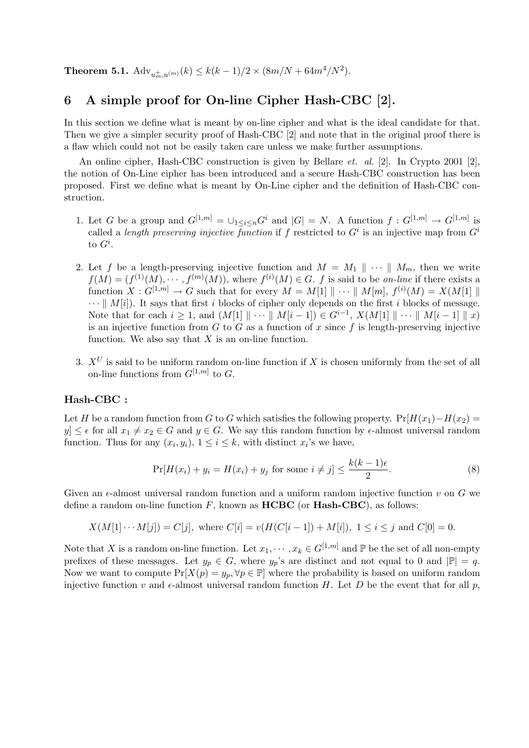**Theorem 5.1.** $\mathrm{Adv}_{u_m^+, u^{(m)}}(k) \leq k(k-1)/2 \times (8m/N + 64m^4/N^2)$.

## 6 A simple proof for On-line Cipher Hash-CBC [2].

In this section we define what is meant by on-line cipher and what is the ideal candidate for that. Then we give a simpler security proof of Hash-CBC [2] and note that in the original proof there is a flaw which could not not be easily taken care unless we make further assumptions.

An online cipher, Hash-CBC construction is given by Bellare *et. al.* [2]. In Crypto 2001 [2], the notion of On-Line cipher has been introduced and a secure Hash-CBC construction has been proposed. First we define what is meant by On-Line cipher and the definition of Hash-CBC construction.

1. Let $G$ be a group and $G^{[1,m]} = \cup_{1 \leq i \leq n} G^i$ and $|G| = N$. A function $f : G^{[1,m]} \to G^{[1,m]}$ is called a *length preserving injective function* if $f$ restricted to $G^i$ is an injective map from $G^i$ to $G^i$.

2. Let $f$ be a length-preserving injective function and $M = M_1 \parallel \cdots \parallel M_m$, then we write $f(M) = (f^{(1)}(M), \cdots, f^{(m)}(M))$, where $f^{(i)}(M) \in G$. $f$ is said to be *on-line* if there exists a function $X : G^{[1,m]} \to G$ such that for every $M = M[1] \parallel \cdots \parallel M[m]$, $f^{(i)}(M) = X(M[1] \parallel \cdots \parallel M[i])$. It says that first $i$ blocks of cipher only depends on the first $i$ blocks of message. Note that for each $i \geq 1$, and $(M[1] \parallel \cdots \parallel M[i-1]) \in G^{i-1}$, $X(M[1] \parallel \cdots \parallel M[i-1] \parallel x)$ is an injective function from $G$ to $G$ as a function of $x$ since $f$ is length-preserving injective function. We also say that $X$ is an on-line function.

3. $X^U$ is said to be uniform random on-line function if $X$ is chosen uniformly from the set of all on-line functions from $G^{[1,m]}$ to $G$.

### Hash-CBC :

Let $H$ be a random function from $G$ to $G$ which satisfies the following property. $\Pr[H(x_1) - H(x_2) = y] \leq \epsilon$ for all $x_1 \neq x_2 \in G$ and $y \in G$. We say this random function by $\epsilon$-almost universal random function. Thus for any $(x_i, y_i)$, $1 \leq i \leq k$, with distinct $x_i$'s we have,

$$\Pr[H(x_i) + y_i = H(x_i) + y_j \text{ for some } i \neq j] \leq \frac{k(k-1)\epsilon}{2}. \tag{8}$$

Given an $\epsilon$-almost universal random function and a uniform random injective function $v$ on $G$ we define a random on-line function $F$, known as **HCBC** (or **Hash-CBC**), as follows:

$$X(M[1] \cdots M[j]) = C[j], \text{ where } C[i] = v(H(C[i-1]) + M[i]),\ 1 \leq i \leq j \text{ and } C[0] = 0.$$

Note that $X$ is a random on-line function. Let $x_1, \cdots, x_k \in G^{[1,m]}$ and $\mathbb{P}$ be the set of all non-empty prefixes of these messages. Let $y_p \in G$, where $y_p$'s are distinct and not equal to 0 and $|\mathbb{P}| = q$. Now we want to compute $\Pr[X(p) = y_p, \forall p \in \mathbb{P}]$ where the probability is based on uniform random injective function $v$ and $\epsilon$-almost universal random function $H$. Let $D$ be the event that for all $p$,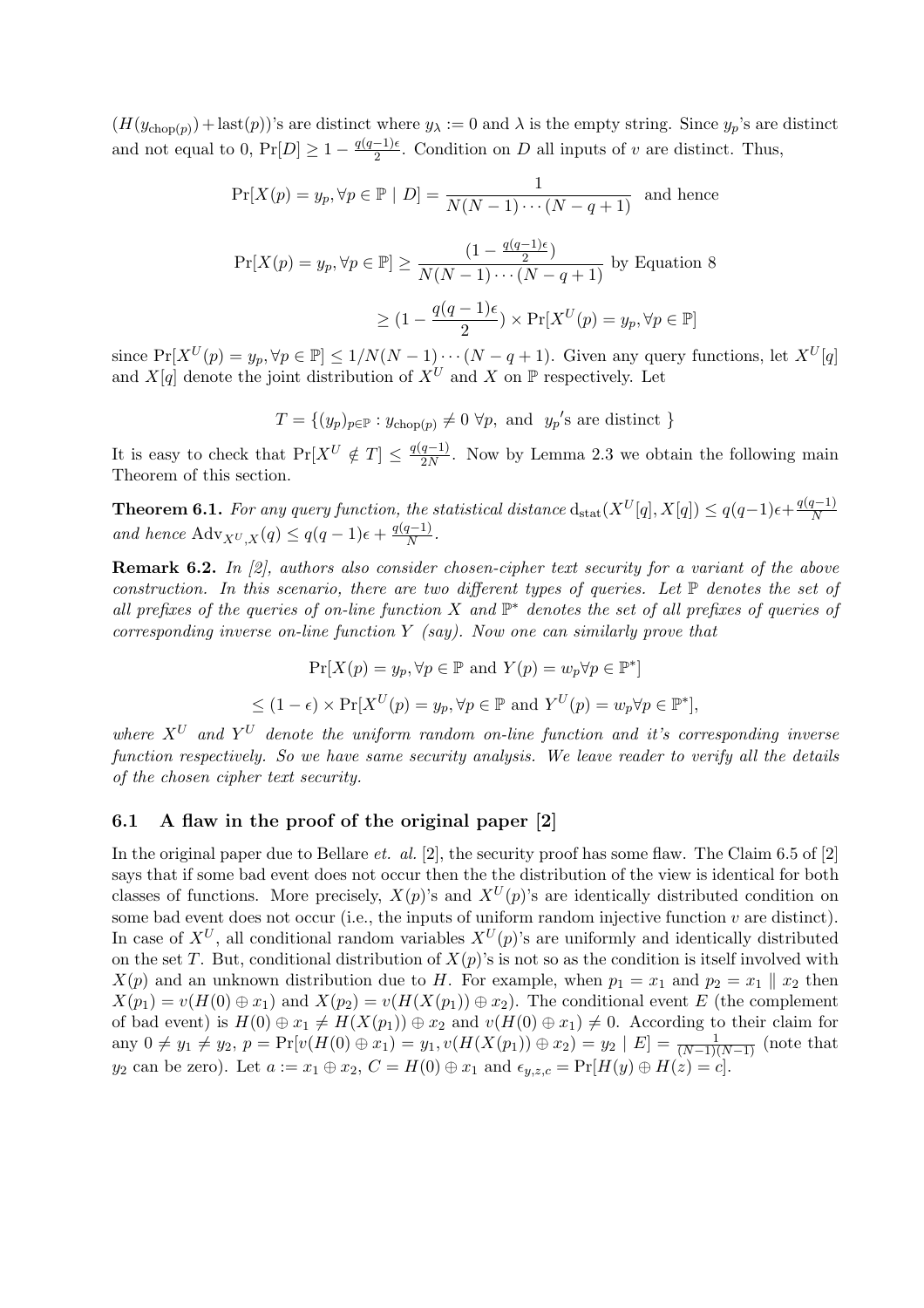$(H(y_{\mathrm{chop}(p)}) + \mathrm{last}(p))$'s are distinct where $y_\lambda := 0$ and $\lambda$ is the empty string. Since $y_p$'s are distinct and not equal to 0, $\Pr[D] \geq 1 - \frac{q(q-1)\epsilon}{2}$. Condition on $D$ all inputs of $v$ are distinct. Thus,

$$\Pr[X(p) = y_p, \forall p \in \mathbb{P} \mid D] = \frac{1}{N(N-1)\cdots(N-q+1)} \quad \text{and hence}$$

$$\Pr[X(p) = y_p, \forall p \in \mathbb{P}] \geq \frac{(1 - \frac{q(q-1)\epsilon}{2})}{N(N-1)\cdots(N-q+1)} \text{ by Equation 8}$$

$$\geq (1 - \frac{q(q-1)\epsilon}{2}) \times \Pr[X^U(p) = y_p, \forall p \in \mathbb{P}]$$

since $\Pr[X^U(p) = y_p, \forall p \in \mathbb{P}] \leq 1/N(N-1)\cdots(N-q+1)$. Given any query functions, let $X^U[q]$ and $X[q]$ denote the joint distribution of $X^U$ and $X$ on $\mathbb{P}$ respectively. Let

$$T = \{(y_p)_{p \in \mathbb{P}} : y_{\mathrm{chop}(p)} \neq 0 \ \forall p, \text{ and } \ y_p\text{'s are distinct }\}$$

It is easy to check that $\Pr[X^U \notin T] \leq \frac{q(q-1)}{2N}$. Now by Lemma 2.3 we obtain the following main Theorem of this section.

**Theorem 6.1.** *For any query function, the statistical distance* $\mathrm{d_{stat}}(X^U[q], X[q]) \leq q(q-1)\epsilon + \frac{q(q-1)}{N}$ *and hence* $\mathrm{Adv}_{X^U,X}(q) \leq q(q-1)\epsilon + \frac{q(q-1)}{N}$.

**Remark 6.2.** *In [2], authors also consider chosen-cipher text security for a variant of the above construction. In this scenario, there are two different types of queries. Let $\mathbb{P}$ denotes the set of all prefixes of the queries of on-line function $X$ and $\mathbb{P}^*$ denotes the set of all prefixes of queries of corresponding inverse on-line function $Y$ (say). Now one can similarly prove that*

$$\Pr[X(p) = y_p, \forall p \in \mathbb{P} \text{ and } Y(p) = w_p \forall p \in \mathbb{P}^*]$$

$$\leq (1 - \epsilon) \times \Pr[X^U(p) = y_p, \forall p \in \mathbb{P} \text{ and } Y^U(p) = w_p \forall p \in \mathbb{P}^*],$$

*where $X^U$ and $Y^U$ denote the uniform random on-line function and it's corresponding inverse function respectively. So we have same security analysis. We leave reader to verify all the details of the chosen cipher text security.*

### 6.1 A flaw in the proof of the original paper [2]

In the original paper due to Bellare *et. al.* [2], the security proof has some flaw. The Claim 6.5 of [2] says that if some bad event does not occur then the the distribution of the view is identical for both classes of functions. More precisely, $X(p)$'s and $X^U(p)$'s are identically distributed condition on some bad event does not occur (i.e., the inputs of uniform random injective function $v$ are distinct). In case of $X^U$, all conditional random variables $X^U(p)$'s are uniformly and identically distributed on the set $T$. But, conditional distribution of $X(p)$'s is not so as the condition is itself involved with $X(p)$ and an unknown distribution due to $H$. For example, when $p_1 = x_1$ and $p_2 = x_1 \parallel x_2$ then $X(p_1) = v(H(0) \oplus x_1)$ and $X(p_2) = v(H(X(p_1)) \oplus x_2)$. The conditional event $E$ (the complement of bad event) is $H(0) \oplus x_1 \neq H(X(p_1)) \oplus x_2$ and $v(H(0) \oplus x_1) \neq 0$. According to their claim for any $0 \neq y_1 \neq y_2$, $p = \Pr[v(H(0) \oplus x_1) = y_1, v(H(X(p_1)) \oplus x_2) = y_2 \mid E] = \frac{1}{(N-1)(N-1)}$ (note that $y_2$ can be zero). Let $a := x_1 \oplus x_2$, $C = H(0) \oplus x_1$ and $\epsilon_{y,z,c} = \Pr[H(y) \oplus H(z) = c]$.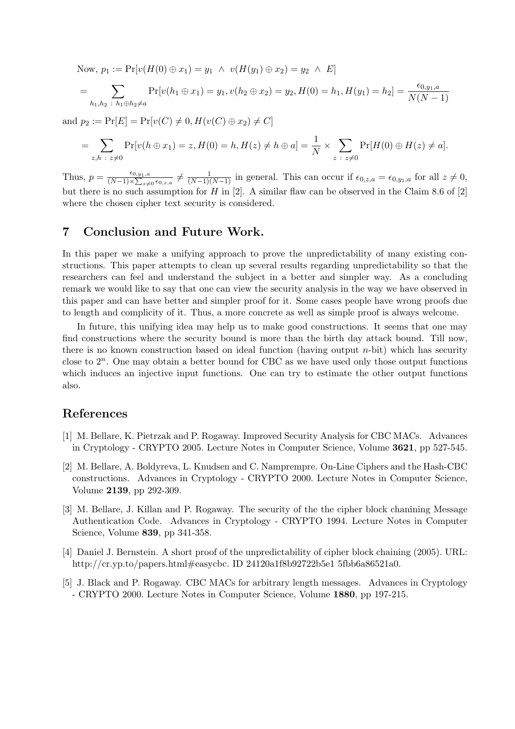Now, $p_1 := \Pr[v(H(0) \oplus x_1) = y_1 \ \wedge \ v(H(y_1) \oplus x_2) = y_2 \ \wedge \ E]$

$$= \sum_{h_1, h_2 \ : \ h_1 \oplus h_2 \neq a} \Pr[v(h_1 \oplus x_1) = y_1, v(h_2 \oplus x_2) = y_2, H(0) = h_1, H(y_1) = h_2] = \frac{\epsilon_{0,y_1,a}}{N(N-1)}$$

and $p_2 := \Pr[E] = \Pr[v(C) \neq 0, H(v(C) \oplus x_2) \neq C]$

$$= \sum_{z,h \ : \ z \neq 0} \Pr[v(h \oplus x_1) = z, H(0) = h, H(z) \neq h \oplus a] = \frac{1}{N} \times \sum_{z \ : \ z \neq 0} \Pr[H(0) \oplus H(z) \neq a].$$

Thus, $p = \frac{\epsilon_{0,y_1,a}}{(N-1) \times \sum_{z \neq 0} \epsilon_{0,z,a}} \neq \frac{1}{(N-1)(N-1)}$ in general. This can occur if $\epsilon_{0,z,a} = \epsilon_{0,y_1,a}$ for all $z \neq 0$, but there is no such assumption for $H$ in [2]. A similar flaw can be observed in the Claim 8.6 of [2] where the chosen cipher text security is considered.

## 7 Conclusion and Future Work.

In this paper we make a unifying approach to prove the unpredictability of many existing constructions. This paper attempts to clean up several results regarding unpredictability so that the researchers can feel and understand the subject in a better and simpler way. As a concluding remark we would like to say that one can view the security analysis in the way we have observed in this paper and can have better and simpler proof for it. Some cases people have wrong proofs due to length and complicity of it. Thus, a more concrete as well as simple proof is always welcome.

In future, this unifying idea may help us to make good constructions. It seems that one may find constructions where the security bound is more than the birth day attack bound. Till now, there is no known construction based on ideal function (having output $n$-bit) which has security close to $2^n$. One may obtain a better bound for CBC as we have used only those output functions which induces an injective input functions. One can try to estimate the other output functions also.

## References

[1] M. Bellare, K. Pietrzak and P. Rogaway. Improved Security Analysis for CBC MACs. Advances in Cryptology - CRYPTO 2005. Lecture Notes in Computer Science, Volume **3621**, pp 527-545.

[2] M. Bellare, A. Boldyreva, L. Knudsen and C. Namprempre. On-Line Ciphers and the Hash-CBC constructions. Advances in Cryptology - CRYPTO 2000. Lecture Notes in Computer Science, Volume **2139**, pp 292-309.

[3] M. Bellare, J. Killan and P. Rogaway. The security of the the cipher block chanining Message Authentication Code. Advances in Cryptology - CRYPTO 1994. Lecture Notes in Computer Science, Volume **839**, pp 341-358.

[4] Daniel J. Bernstein. A short proof of the unpredictability of cipher block chaining (2005). URL: http://cr.yp.to/papers.html#easycbc. ID 24120a1f8b92722b5e1 5fbb6a86521a0.

[5] J. Black and P. Rogaway. CBC MACs for arbitrary length messages. Advances in Cryptology - CRYPTO 2000. Lecture Notes in Computer Science, Volume **1880**, pp 197-215.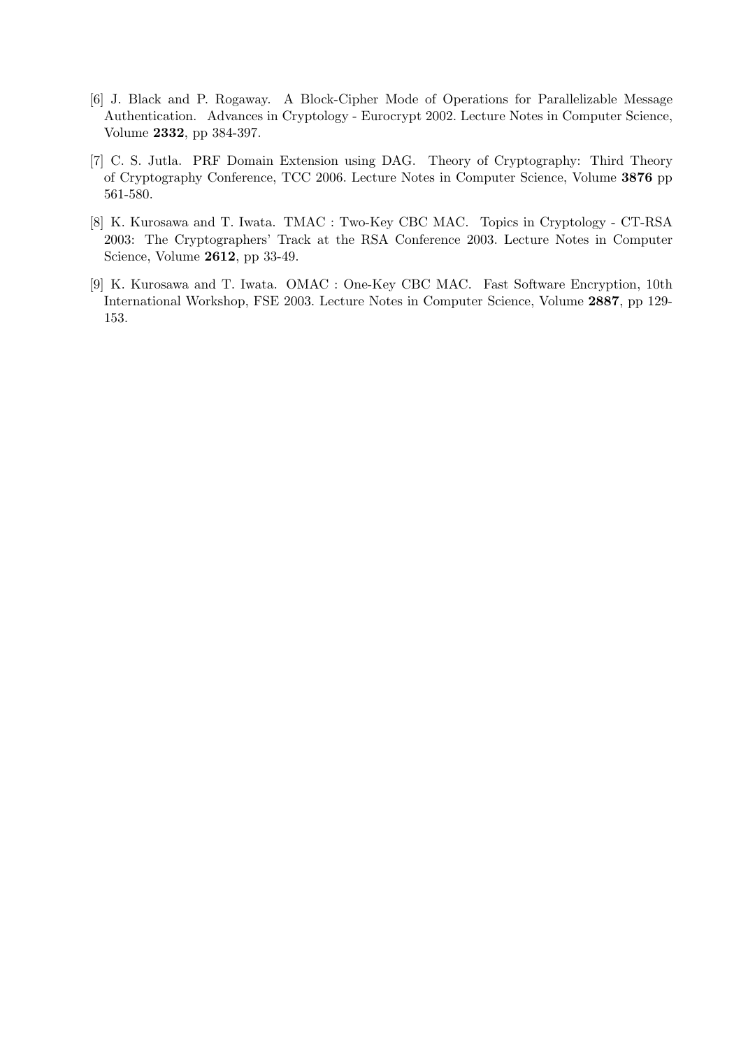[6] J. Black and P. Rogaway. A Block-Cipher Mode of Operations for Parallelizable Message Authentication. Advances in Cryptology - Eurocrypt 2002. Lecture Notes in Computer Science, Volume **2332**, pp 384-397.

[7] C. S. Jutla. PRF Domain Extension using DAG. Theory of Cryptography: Third Theory of Cryptography Conference, TCC 2006. Lecture Notes in Computer Science, Volume **3876** pp 561-580.

[8] K. Kurosawa and T. Iwata. TMAC : Two-Key CBC MAC. Topics in Cryptology - CT-RSA 2003: The Cryptographers' Track at the RSA Conference 2003. Lecture Notes in Computer Science, Volume **2612**, pp 33-49.

[9] K. Kurosawa and T. Iwata. OMAC : One-Key CBC MAC. Fast Software Encryption, 10th International Workshop, FSE 2003. Lecture Notes in Computer Science, Volume **2887**, pp 129-153.